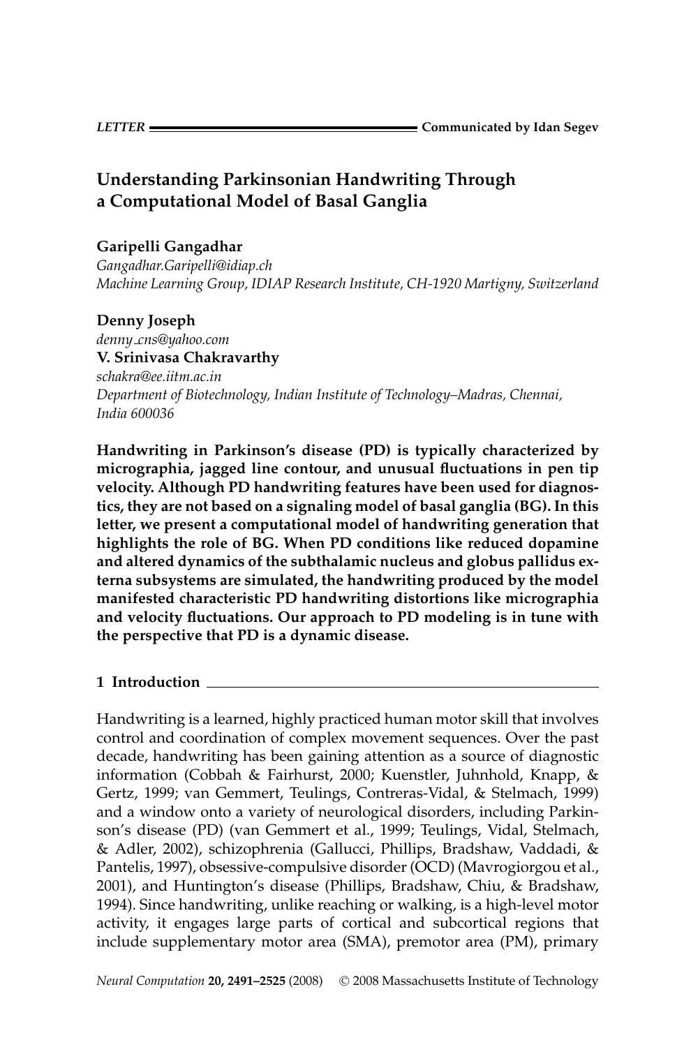**LETTER** Communicated by Idan Segev

# Understanding Parkinsonian Handwriting Through a Computational Model of Basal Ganglia

**Garipelli Gangadhar**
*Gangadhar.Garipelli@idiap.ch*
*Machine Learning Group, IDIAP Research Institute, CH-1920 Martigny, Switzerland*

**Denny Joseph**
*denny_cns@yahoo.com*
**V. Srinivasa Chakravarthy**
*schakra@ee.iitm.ac.in*
*Department of Biotechnology, Indian Institute of Technology–Madras, Chennai, India 600036*

**Handwriting in Parkinson's disease (PD) is typically characterized by micrographia, jagged line contour, and unusual fluctuations in pen tip velocity. Although PD handwriting features have been used for diagnostics, they are not based on a signaling model of basal ganglia (BG). In this letter, we present a computational model of handwriting generation that highlights the role of BG. When PD conditions like reduced dopamine and altered dynamics of the subthalamic nucleus and globus pallidus externa subsystems are simulated, the handwriting produced by the model manifested characteristic PD handwriting distortions like micrographia and velocity fluctuations. Our approach to PD modeling is in tune with the perspective that PD is a dynamic disease.**

## 1 Introduction

Handwriting is a learned, highly practiced human motor skill that involves control and coordination of complex movement sequences. Over the past decade, handwriting has been gaining attention as a source of diagnostic information (Cobbah & Fairhurst, 2000; Kuenstler, Juhnhold, Knapp, & Gertz, 1999; van Gemmert, Teulings, Contreras-Vidal, & Stelmach, 1999) and a window onto a variety of neurological disorders, including Parkinson's disease (PD) (van Gemmert et al., 1999; Teulings, Vidal, Stelmach, & Adler, 2002), schizophrenia (Gallucci, Phillips, Bradshaw, Vaddadi, & Pantelis, 1997), obsessive-compulsive disorder (OCD) (Mavrogiorgou et al., 2001), and Huntington's disease (Phillips, Bradshaw, Chiu, & Bradshaw, 1994). Since handwriting, unlike reaching or walking, is a high-level motor activity, it engages large parts of cortical and subcortical regions that include supplementary motor area (SMA), premotor area (PM), primary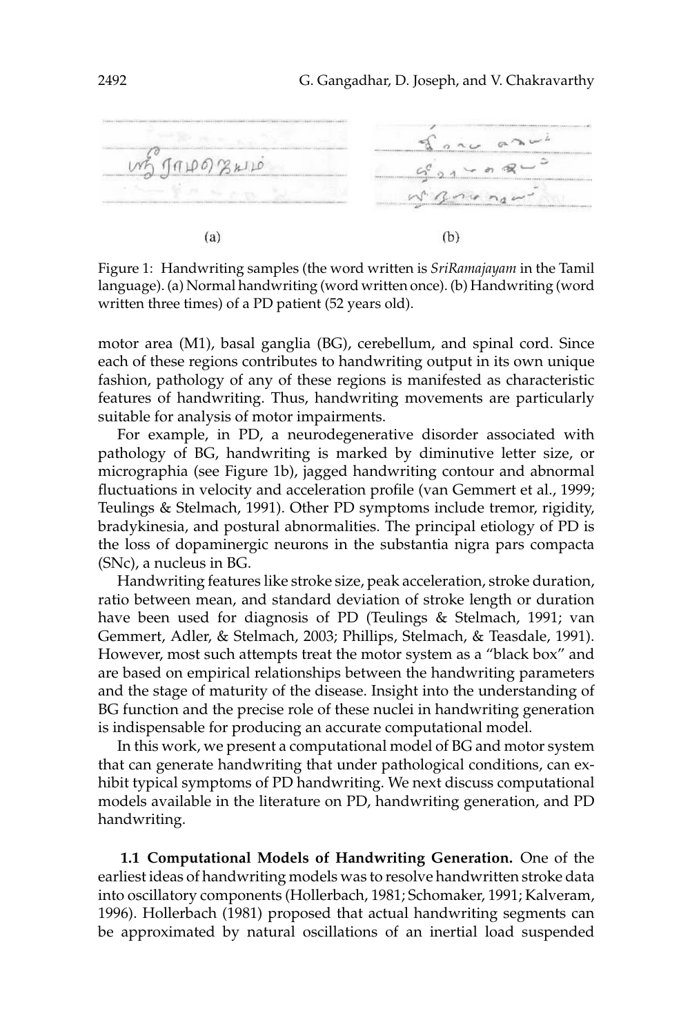(a)

(b)

Figure 1: Handwriting samples (the word written is *SriRamajayam* in the Tamil language). (a) Normal handwriting (word written once). (b) Handwriting (word written three times) of a PD patient (52 years old).

motor area (M1), basal ganglia (BG), cerebellum, and spinal cord. Since each of these regions contributes to handwriting output in its own unique fashion, pathology of any of these regions is manifested as characteristic features of handwriting. Thus, handwriting movements are particularly suitable for analysis of motor impairments.

For example, in PD, a neurodegenerative disorder associated with pathology of BG, handwriting is marked by diminutive letter size, or micrographia (see Figure 1b), jagged handwriting contour and abnormal fluctuations in velocity and acceleration profile (van Gemmert et al., 1999; Teulings & Stelmach, 1991). Other PD symptoms include tremor, rigidity, bradykinesia, and postural abnormalities. The principal etiology of PD is the loss of dopaminergic neurons in the substantia nigra pars compacta (SNc), a nucleus in BG.

Handwriting features like stroke size, peak acceleration, stroke duration, ratio between mean, and standard deviation of stroke length or duration have been used for diagnosis of PD (Teulings & Stelmach, 1991; van Gemmert, Adler, & Stelmach, 2003; Phillips, Stelmach, & Teasdale, 1991). However, most such attempts treat the motor system as a "black box" and are based on empirical relationships between the handwriting parameters and the stage of maturity of the disease. Insight into the understanding of BG function and the precise role of these nuclei in handwriting generation is indispensable for producing an accurate computational model.

In this work, we present a computational model of BG and motor system that can generate handwriting that under pathological conditions, can exhibit typical symptoms of PD handwriting. We next discuss computational models available in the literature on PD, handwriting generation, and PD handwriting.

### 1.1 Computational Models of Handwriting Generation.

One of the earliest ideas of handwriting models was to resolve handwritten stroke data into oscillatory components (Hollerbach, 1981; Schomaker, 1991; Kalveram, 1996). Hollerbach (1981) proposed that actual handwriting segments can be approximated by natural oscillations of an inertial load suspended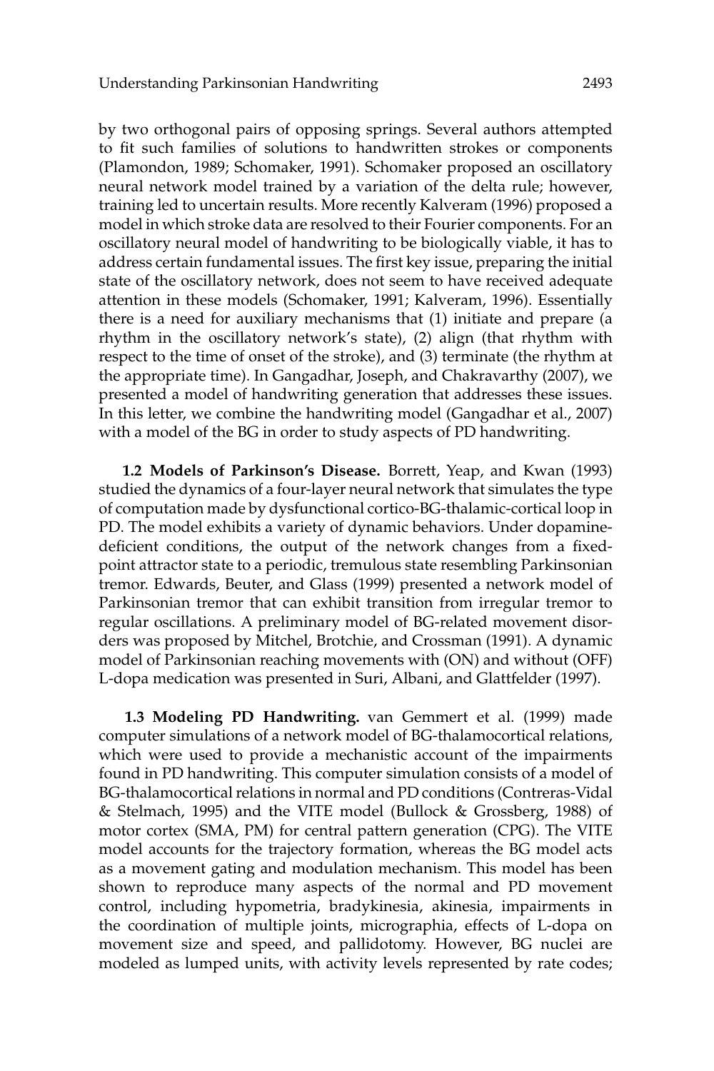by two orthogonal pairs of opposing springs. Several authors attempted to fit such families of solutions to handwritten strokes or components (Plamondon, 1989; Schomaker, 1991). Schomaker proposed an oscillatory neural network model trained by a variation of the delta rule; however, training led to uncertain results. More recently Kalveram (1996) proposed a model in which stroke data are resolved to their Fourier components. For an oscillatory neural model of handwriting to be biologically viable, it has to address certain fundamental issues. The first key issue, preparing the initial state of the oscillatory network, does not seem to have received adequate attention in these models (Schomaker, 1991; Kalveram, 1996). Essentially there is a need for auxiliary mechanisms that (1) initiate and prepare (a rhythm in the oscillatory network's state), (2) align (that rhythm with respect to the time of onset of the stroke), and (3) terminate (the rhythm at the appropriate time). In Gangadhar, Joseph, and Chakravarthy (2007), we presented a model of handwriting generation that addresses these issues. In this letter, we combine the handwriting model (Gangadhar et al., 2007) with a model of the BG in order to study aspects of PD handwriting.

**1.2 Models of Parkinson's Disease.** Borrett, Yeap, and Kwan (1993) studied the dynamics of a four-layer neural network that simulates the type of computation made by dysfunctional cortico-BG-thalamic-cortical loop in PD. The model exhibits a variety of dynamic behaviors. Under dopamine-deficient conditions, the output of the network changes from a fixed-point attractor state to a periodic, tremulous state resembling Parkinsonian tremor. Edwards, Beuter, and Glass (1999) presented a network model of Parkinsonian tremor that can exhibit transition from irregular tremor to regular oscillations. A preliminary model of BG-related movement disorders was proposed by Mitchel, Brotchie, and Crossman (1991). A dynamic model of Parkinsonian reaching movements with (ON) and without (OFF) L-dopa medication was presented in Suri, Albani, and Glattfelder (1997).

**1.3 Modeling PD Handwriting.** van Gemmert et al. (1999) made computer simulations of a network model of BG-thalamocortical relations, which were used to provide a mechanistic account of the impairments found in PD handwriting. This computer simulation consists of a model of BG-thalamocortical relations in normal and PD conditions (Contreras-Vidal & Stelmach, 1995) and the VITE model (Bullock & Grossberg, 1988) of motor cortex (SMA, PM) for central pattern generation (CPG). The VITE model accounts for the trajectory formation, whereas the BG model acts as a movement gating and modulation mechanism. This model has been shown to reproduce many aspects of the normal and PD movement control, including hypometria, bradykinesia, akinesia, impairments in the coordination of multiple joints, micrographia, effects of L-dopa on movement size and speed, and pallidotomy. However, BG nuclei are modeled as lumped units, with activity levels represented by rate codes;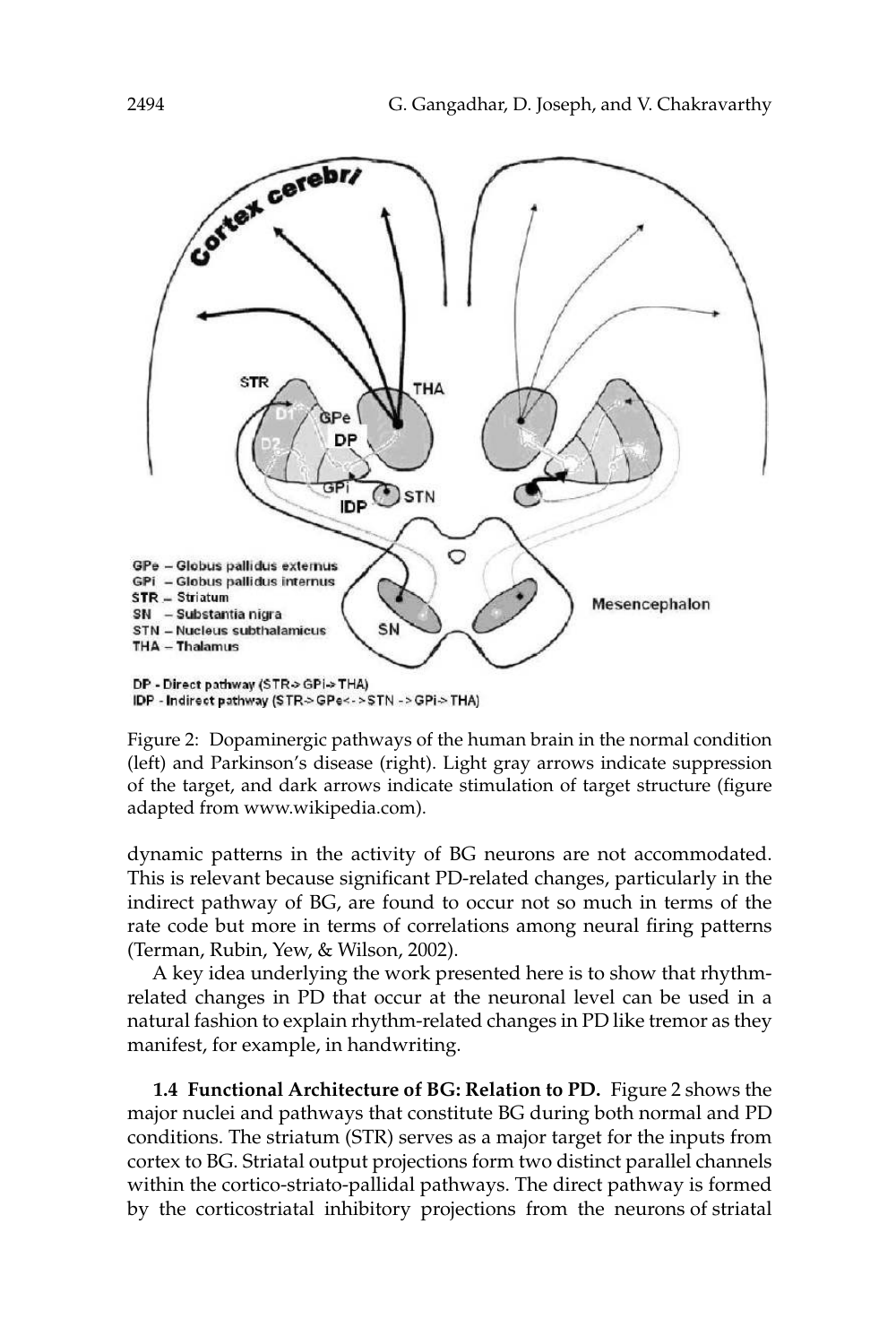Figure 2: Dopaminergic pathways of the human brain in the normal condition (left) and Parkinson's disease (right). Light gray arrows indicate suppression of the target, and dark arrows indicate stimulation of target structure (figure adapted from www.wikipedia.com).

dynamic patterns in the activity of BG neurons are not accommodated. This is relevant because significant PD-related changes, particularly in the indirect pathway of BG, are found to occur not so much in terms of the rate code but more in terms of correlations among neural firing patterns (Terman, Rubin, Yew, & Wilson, 2002).

A key idea underlying the work presented here is to show that rhythm-related changes in PD that occur at the neuronal level can be used in a natural fashion to explain rhythm-related changes in PD like tremor as they manifest, for example, in handwriting.

**1.4 Functional Architecture of BG: Relation to PD.** Figure 2 shows the major nuclei and pathways that constitute BG during both normal and PD conditions. The striatum (STR) serves as a major target for the inputs from cortex to BG. Striatal output projections form two distinct parallel channels within the cortico-striato-pallidal pathways. The direct pathway is formed by the corticostriatal inhibitory projections from the neurons of striatal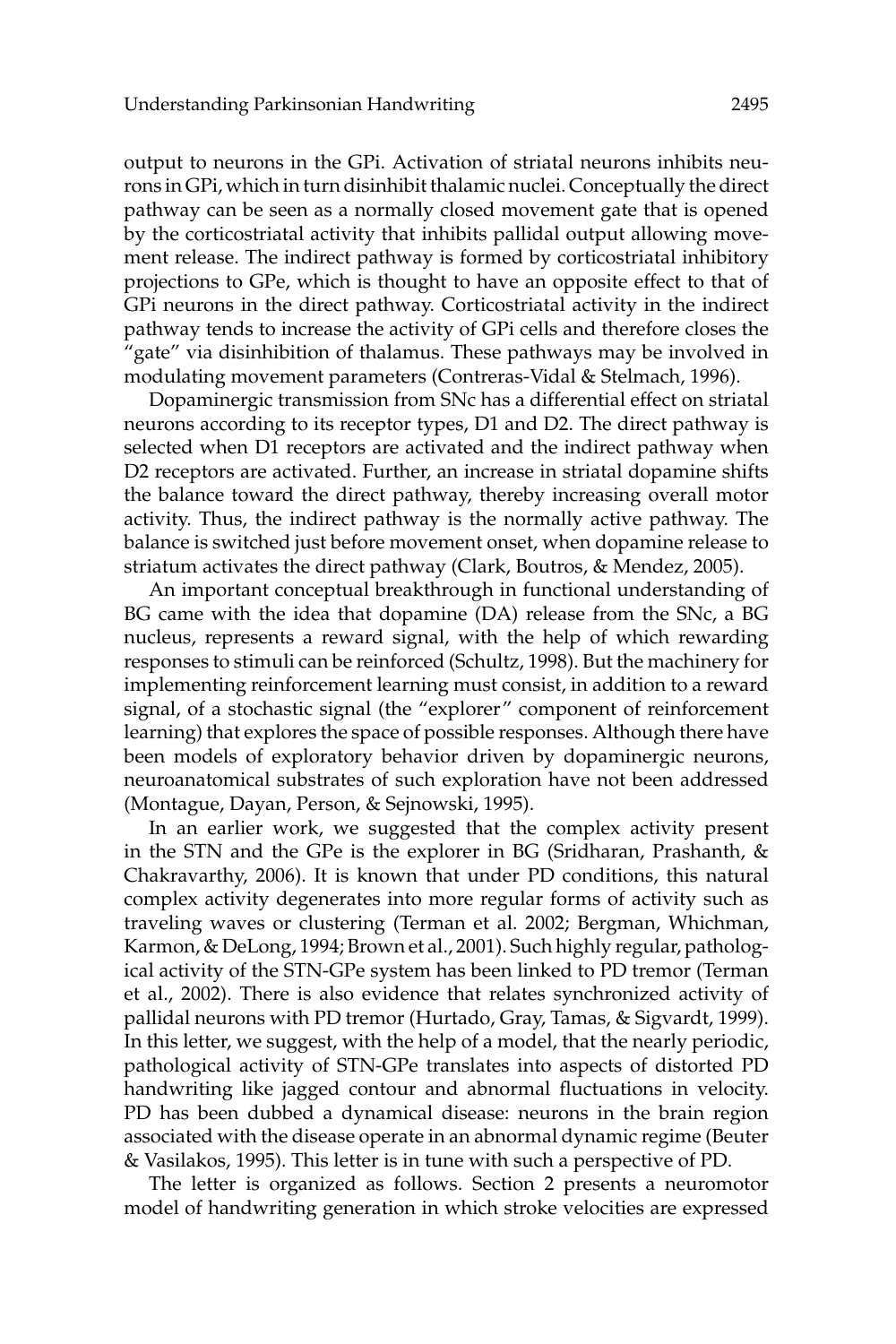output to neurons in the GPi. Activation of striatal neurons inhibits neurons in GPi, which in turn disinhibit thalamic nuclei. Conceptually the direct pathway can be seen as a normally closed movement gate that is opened by the corticostriatal activity that inhibits pallidal output allowing movement release. The indirect pathway is formed by corticostriatal inhibitory projections to GPe, which is thought to have an opposite effect to that of GPi neurons in the direct pathway. Corticostriatal activity in the indirect pathway tends to increase the activity of GPi cells and therefore closes the "gate" via disinhibition of thalamus. These pathways may be involved in modulating movement parameters (Contreras-Vidal & Stelmach, 1996).

Dopaminergic transmission from SNc has a differential effect on striatal neurons according to its receptor types, D1 and D2. The direct pathway is selected when D1 receptors are activated and the indirect pathway when D2 receptors are activated. Further, an increase in striatal dopamine shifts the balance toward the direct pathway, thereby increasing overall motor activity. Thus, the indirect pathway is the normally active pathway. The balance is switched just before movement onset, when dopamine release to striatum activates the direct pathway (Clark, Boutros, & Mendez, 2005).

An important conceptual breakthrough in functional understanding of BG came with the idea that dopamine (DA) release from the SNc, a BG nucleus, represents a reward signal, with the help of which rewarding responses to stimuli can be reinforced (Schultz, 1998). But the machinery for implementing reinforcement learning must consist, in addition to a reward signal, of a stochastic signal (the "explorer" component of reinforcement learning) that explores the space of possible responses. Although there have been models of exploratory behavior driven by dopaminergic neurons, neuroanatomical substrates of such exploration have not been addressed (Montague, Dayan, Person, & Sejnowski, 1995).

In an earlier work, we suggested that the complex activity present in the STN and the GPe is the explorer in BG (Sridharan, Prashanth, & Chakravarthy, 2006). It is known that under PD conditions, this natural complex activity degenerates into more regular forms of activity such as traveling waves or clustering (Terman et al. 2002; Bergman, Whichman, Karmon, & DeLong, 1994; Brown et al., 2001). Such highly regular, pathological activity of the STN-GPe system has been linked to PD tremor (Terman et al., 2002). There is also evidence that relates synchronized activity of pallidal neurons with PD tremor (Hurtado, Gray, Tamas, & Sigvardt, 1999). In this letter, we suggest, with the help of a model, that the nearly periodic, pathological activity of STN-GPe translates into aspects of distorted PD handwriting like jagged contour and abnormal fluctuations in velocity. PD has been dubbed a dynamical disease: neurons in the brain region associated with the disease operate in an abnormal dynamic regime (Beuter & Vasilakos, 1995). This letter is in tune with such a perspective of PD.

The letter is organized as follows. Section 2 presents a neuromotor model of handwriting generation in which stroke velocities are expressed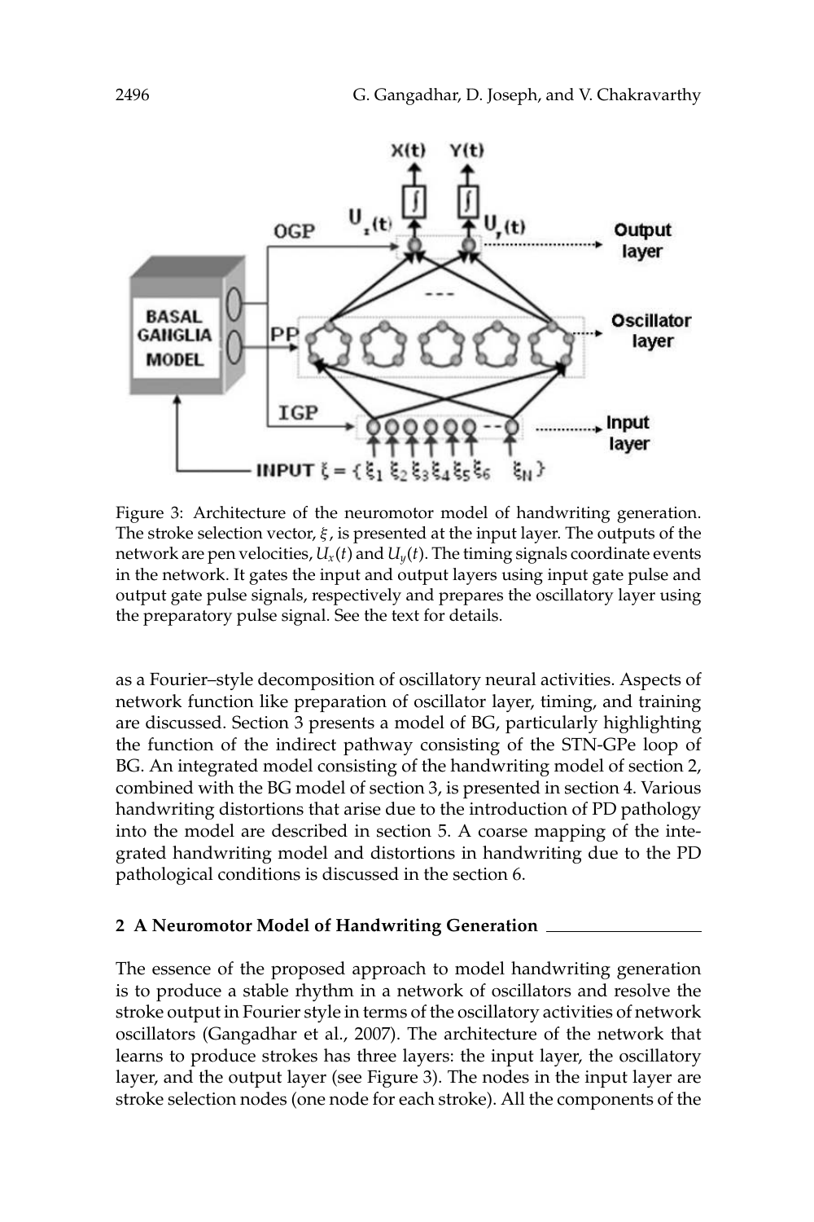Figure 3: Architecture of the neuromotor model of handwriting generation. The stroke selection vector, $\xi$, is presented at the input layer. The outputs of the network are pen velocities, $U_x(t)$ and $U_y(t)$. The timing signals coordinate events in the network. It gates the input and output layers using input gate pulse and output gate pulse signals, respectively and prepares the oscillatory layer using the preparatory pulse signal. See the text for details.

as a Fourier–style decomposition of oscillatory neural activities. Aspects of network function like preparation of oscillator layer, timing, and training are discussed. Section 3 presents a model of BG, particularly highlighting the function of the indirect pathway consisting of the STN-GPe loop of BG. An integrated model consisting of the handwriting model of section 2, combined with the BG model of section 3, is presented in section 4. Various handwriting distortions that arise due to the introduction of PD pathology into the model are described in section 5. A coarse mapping of the integrated handwriting model and distortions in handwriting due to the PD pathological conditions is discussed in the section 6.

## 2 A Neuromotor Model of Handwriting Generation

The essence of the proposed approach to model handwriting generation is to produce a stable rhythm in a network of oscillators and resolve the stroke output in Fourier style in terms of the oscillatory activities of network oscillators (Gangadhar et al., 2007). The architecture of the network that learns to produce strokes has three layers: the input layer, the oscillatory layer, and the output layer (see Figure 3). The nodes in the input layer are stroke selection nodes (one node for each stroke). All the components of the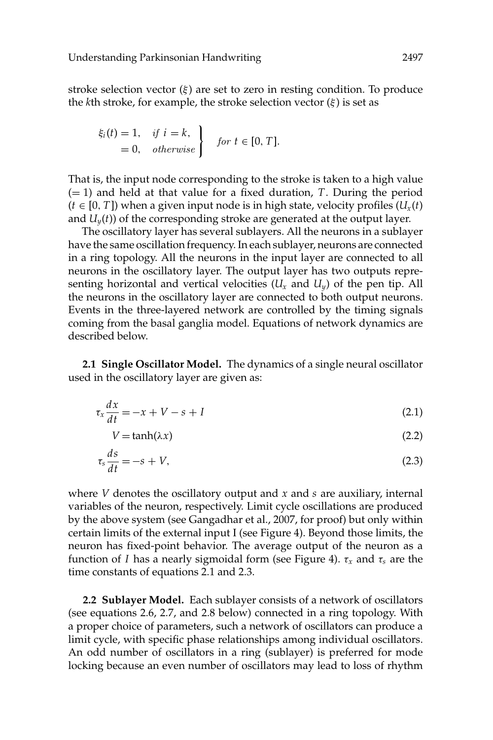stroke selection vector ($\xi$) are set to zero in resting condition. To produce the $k$th stroke, for example, the stroke selection vector ($\xi$) is set as

$$
\left.\begin{aligned}
\xi_i(t) &= 1, \quad \textit{if } i = k, \\
&= 0, \quad \textit{otherwise}
\end{aligned}\right\} \quad \textit{for } t \in [0, T].
$$

That is, the input node corresponding to the stroke is taken to a high value ($= 1$) and held at that value for a fixed duration, $T$. During the period ($t \in [0, T]$) when a given input node is in high state, velocity profiles ($U_x(t)$ and $U_y(t)$) of the corresponding stroke are generated at the output layer.

The oscillatory layer has several sublayers. All the neurons in a sublayer have the same oscillation frequency. In each sublayer, neurons are connected in a ring topology. All the neurons in the input layer are connected to all neurons in the oscillatory layer. The output layer has two outputs representing horizontal and vertical velocities ($U_x$ and $U_y$) of the pen tip. All the neurons in the oscillatory layer are connected to both output neurons. Events in the three-layered network are controlled by the timing signals coming from the basal ganglia model. Equations of network dynamics are described below.

**2.1 Single Oscillator Model.** The dynamics of a single neural oscillator used in the oscillatory layer are given as:

$$
\tau_x \frac{dx}{dt} = -x + V - s + I \tag{2.1}
$$

$$
V = \tanh(\lambda x) \tag{2.2}
$$

$$
\tau_s \frac{ds}{dt} = -s + V, \tag{2.3}
$$

where $V$ denotes the oscillatory output and $x$ and $s$ are auxiliary, internal variables of the neuron, respectively. Limit cycle oscillations are produced by the above system (see Gangadhar et al., 2007, for proof) but only within certain limits of the external input I (see Figure 4). Beyond those limits, the neuron has fixed-point behavior. The average output of the neuron as a function of $I$ has a nearly sigmoidal form (see Figure 4). $\tau_x$ and $\tau_s$ are the time constants of equations 2.1 and 2.3.

**2.2 Sublayer Model.** Each sublayer consists of a network of oscillators (see equations 2.6, 2.7, and 2.8 below) connected in a ring topology. With a proper choice of parameters, such a network of oscillators can produce a limit cycle, with specific phase relationships among individual oscillators. An odd number of oscillators in a ring (sublayer) is preferred for mode locking because an even number of oscillators may lead to loss of rhythm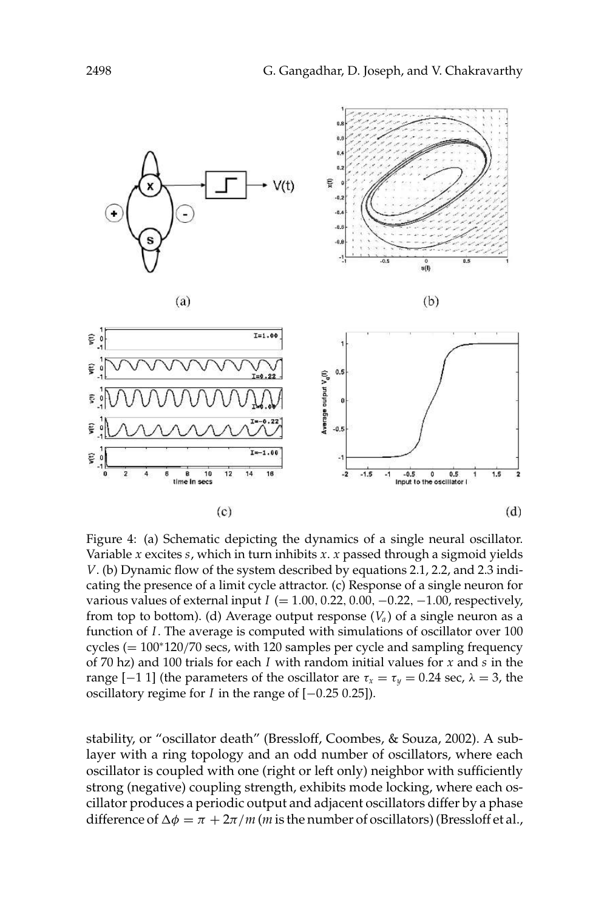Figure 4: (a) Schematic depicting the dynamics of a single neural oscillator. Variable $x$ excites $s$, which in turn inhibits $x$. $x$ passed through a sigmoid yields $V$. (b) Dynamic flow of the system described by equations 2.1, 2.2, and 2.3 indicating the presence of a limit cycle attractor. (c) Response of a single neuron for various values of external input $I$ $(= 1.00, 0.22, 0.00, -0.22, -1.00$, respectively, from top to bottom). (d) Average output response ($V_a$) of a single neuron as a function of $I$. The average is computed with simulations of oscillator over 100 cycles (= 100*120/70 secs, with 120 samples per cycle and sampling frequency of 70 hz) and 100 trials for each $I$ with random initial values for $x$ and $s$ in the range [−1 1] (the parameters of the oscillator are $\tau_x = \tau_y = 0.24$ sec, $\lambda = 3$, the oscillatory regime for $I$ in the range of [−0.25 0.25]).

stability, or "oscillator death" (Bressloff, Coombes, & Souza, 2002). A sublayer with a ring topology and an odd number of oscillators, where each oscillator is coupled with one (right or left only) neighbor with sufficiently strong (negative) coupling strength, exhibits mode locking, where each oscillator produces a periodic output and adjacent oscillators differ by a phase difference of $\Delta\phi = \pi + 2\pi/m$ ($m$ is the number of oscillators) (Bressloff et al.,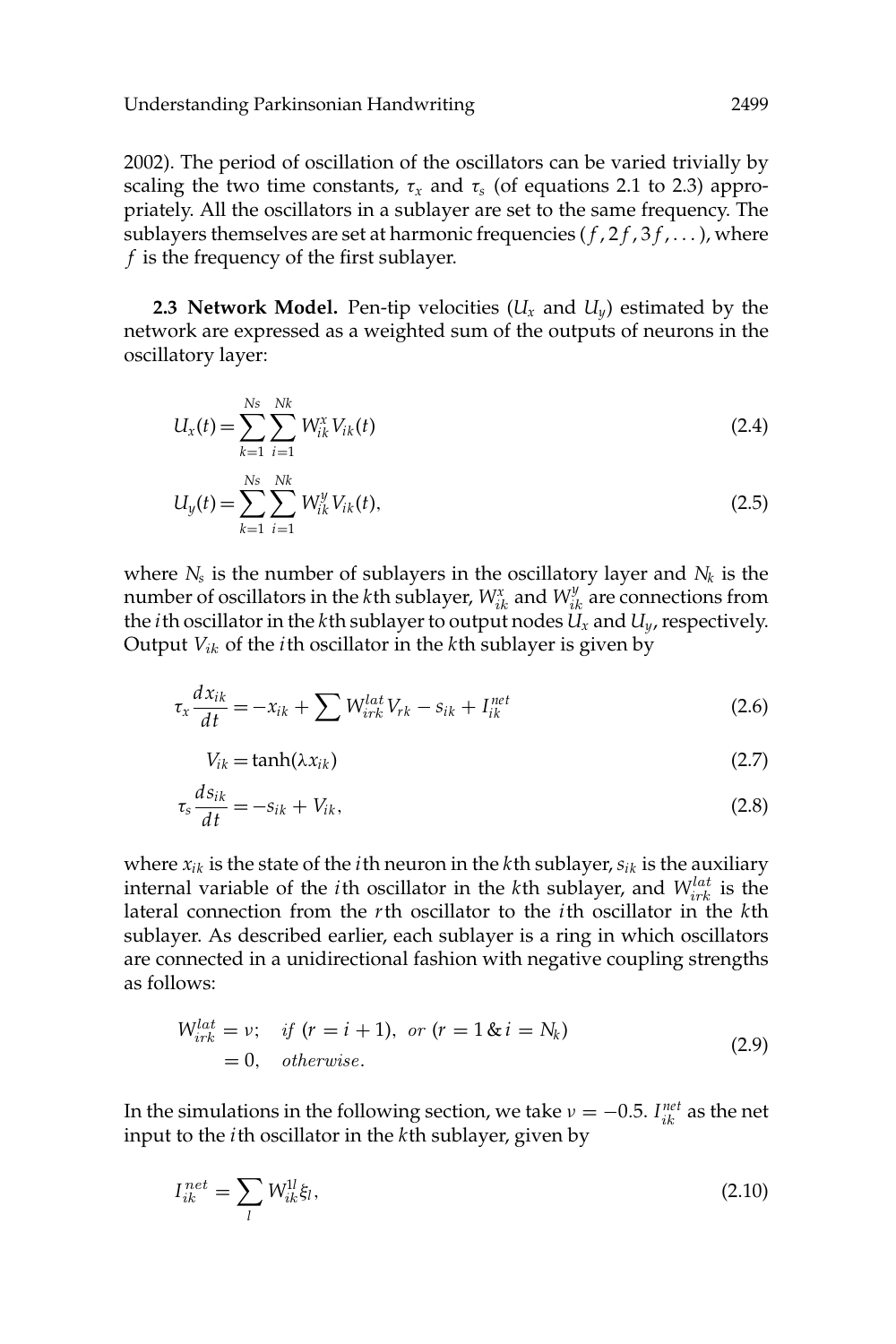2002). The period of oscillation of the oscillators can be varied trivially by scaling the two time constants, $\tau_x$ and $\tau_s$ (of equations 2.1 to 2.3) appropriately. All the oscillators in a sublayer are set to the same frequency. The sublayers themselves are set at harmonic frequencies ($f, 2f, 3f, \ldots$), where $f$ is the frequency of the first sublayer.

**2.3 Network Model.** Pen-tip velocities ($U_x$ and $U_y$) estimated by the network are expressed as a weighted sum of the outputs of neurons in the oscillatory layer:

$$U_x(t) = \sum_{k=1}^{Ns} \sum_{i=1}^{Nk} W_{ik}^{x} V_{ik}(t) \tag{2.4}$$

$$U_y(t) = \sum_{k=1}^{Ns} \sum_{i=1}^{Nk} W_{ik}^{y} V_{ik}(t), \tag{2.5}$$

where $N_s$ is the number of sublayers in the oscillatory layer and $N_k$ is the number of oscillators in the $k$th sublayer, $W_{ik}^{x}$ and $W_{ik}^{y}$ are connections from the $i$th oscillator in the $k$th sublayer to output nodes $U_x$ and $U_y$, respectively. Output $V_{ik}$ of the $i$th oscillator in the $k$th sublayer is given by

$$\tau_x \frac{dx_{ik}}{dt} = -x_{ik} + \sum W_{irk}^{lat} V_{rk} - s_{ik} + I_{ik}^{net} \tag{2.6}$$

$$V_{ik} = \tanh(\lambda x_{ik}) \tag{2.7}$$

$$\tau_s \frac{ds_{ik}}{dt} = -s_{ik} + V_{ik}, \tag{2.8}$$

where $x_{ik}$ is the state of the $i$th neuron in the $k$th sublayer, $s_{ik}$ is the auxiliary internal variable of the $i$th oscillator in the $k$th sublayer, and $W_{irk}^{lat}$ is the lateral connection from the $r$th oscillator to the $i$th oscillator in the $k$th sublayer. As described earlier, each sublayer is a ring in which oscillators are connected in a unidirectional fashion with negative coupling strengths as follows:

$$\begin{aligned} W_{irk}^{lat} &= \nu; \quad \textit{if } (r = i+1), \; \textit{or } (r = 1 \,\&\, i = N_k) \\ &= 0, \quad \textit{otherwise}. \end{aligned} \tag{2.9}$$

In the simulations in the following section, we take $\nu = -0.5$. $I_{ik}^{net}$ as the net input to the $i$th oscillator in the $k$th sublayer, given by

$$I_{ik}^{net} = \sum_{l} W_{ik}^{1l} \xi_l, \tag{2.10}$$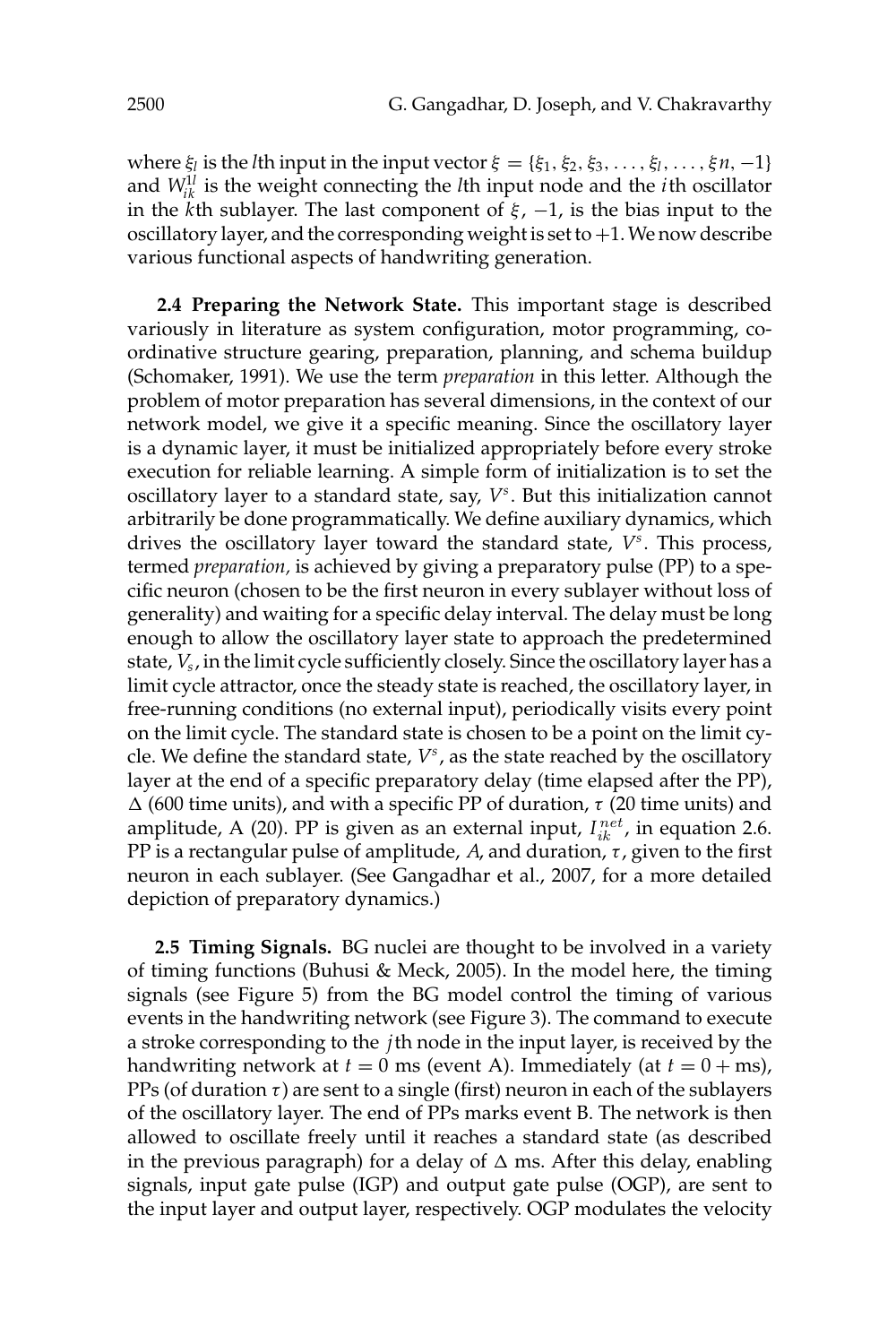where $\xi_l$ is the $l$th input in the input vector $\xi = \{\xi_1, \xi_2, \xi_3, \ldots, \xi_l, \ldots, \xi n, -1\}$ and $W_{ik}^{1l}$ is the weight connecting the $l$th input node and the $i$th oscillator in the $k$th sublayer. The last component of $\xi$, $-1$, is the bias input to the oscillatory layer, and the corresponding weight is set to $+1$. We now describe various functional aspects of handwriting generation.

**2.4 Preparing the Network State.** This important stage is described variously in literature as system configuration, motor programming, coordinative structure gearing, preparation, planning, and schema buildup (Schomaker, 1991). We use the term *preparation* in this letter. Although the problem of motor preparation has several dimensions, in the context of our network model, we give it a specific meaning. Since the oscillatory layer is a dynamic layer, it must be initialized appropriately before every stroke execution for reliable learning. A simple form of initialization is to set the oscillatory layer to a standard state, say, $V^s$. But this initialization cannot arbitrarily be done programmatically. We define auxiliary dynamics, which drives the oscillatory layer toward the standard state, $V^s$. This process, termed *preparation,* is achieved by giving a preparatory pulse (PP) to a specific neuron (chosen to be the first neuron in every sublayer without loss of generality) and waiting for a specific delay interval. The delay must be long enough to allow the oscillatory layer state to approach the predetermined state, $V_s$, in the limit cycle sufficiently closely. Since the oscillatory layer has a limit cycle attractor, once the steady state is reached, the oscillatory layer, in free-running conditions (no external input), periodically visits every point on the limit cycle. The standard state is chosen to be a point on the limit cycle. We define the standard state, $V^s$, as the state reached by the oscillatory layer at the end of a specific preparatory delay (time elapsed after the PP), $\Delta$ (600 time units), and with a specific PP of duration, $\tau$ (20 time units) and amplitude, A (20). PP is given as an external input, $I_{ik}^{net}$, in equation 2.6. PP is a rectangular pulse of amplitude, $A$, and duration, $\tau$, given to the first neuron in each sublayer. (See Gangadhar et al., 2007, for a more detailed depiction of preparatory dynamics.)

**2.5 Timing Signals.** BG nuclei are thought to be involved in a variety of timing functions (Buhusi & Meck, 2005). In the model here, the timing signals (see Figure 5) from the BG model control the timing of various events in the handwriting network (see Figure 3). The command to execute a stroke corresponding to the $j$th node in the input layer, is received by the handwriting network at $t = 0$ ms (event A). Immediately (at $t = 0 + $ms), PPs (of duration $\tau$) are sent to a single (first) neuron in each of the sublayers of the oscillatory layer. The end of PPs marks event B. The network is then allowed to oscillate freely until it reaches a standard state (as described in the previous paragraph) for a delay of $\Delta$ ms. After this delay, enabling signals, input gate pulse (IGP) and output gate pulse (OGP), are sent to the input layer and output layer, respectively. OGP modulates the velocity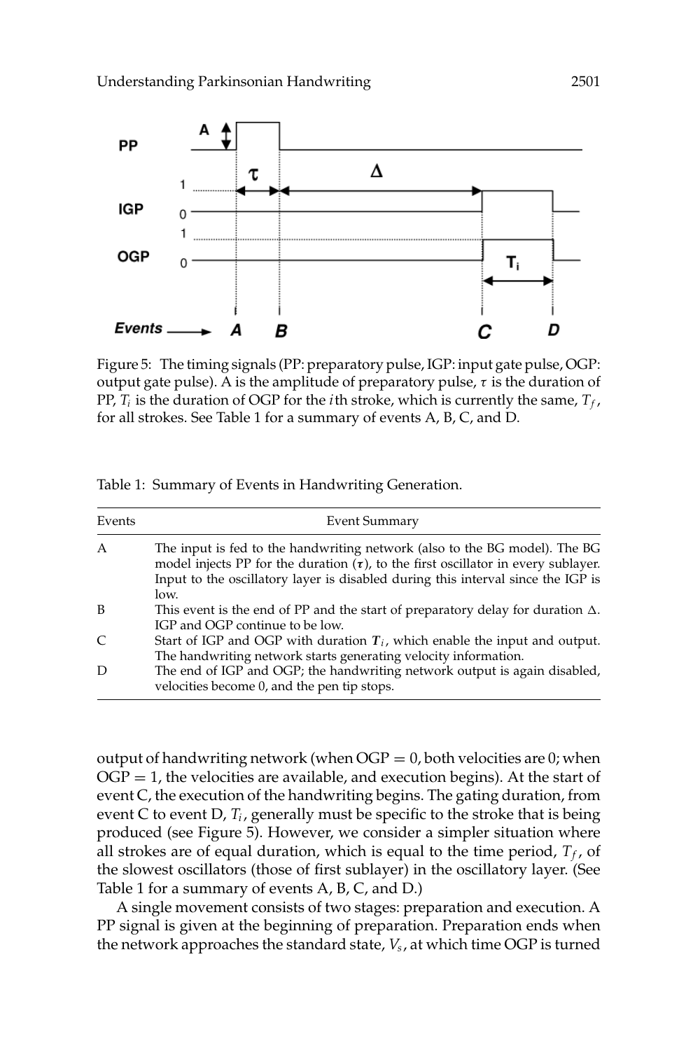Figure 5: The timing signals (PP: preparatory pulse, IGP: input gate pulse, OGP: output gate pulse). A is the amplitude of preparatory pulse, $\tau$ is the duration of PP, $T_i$ is the duration of OGP for the $i$th stroke, which is currently the same, $T_f$, for all strokes. See Table 1 for a summary of events A, B, C, and D.

Table 1: Summary of Events in Handwriting Generation.

| Events | Event Summary |
|---|---|
| A | The input is fed to the handwriting network (also to the BG model). The BG model injects PP for the duration ($\tau$), to the first oscillator in every sublayer. Input to the oscillatory layer is disabled during this interval since the IGP is low. |
| B | This event is the end of PP and the start of preparatory delay for duration $\Delta$. IGP and OGP continue to be low. |
| C | Start of IGP and OGP with duration $T_i$, which enable the input and output. The handwriting network starts generating velocity information. |
| D | The end of IGP and OGP; the handwriting network output is again disabled, velocities become 0, and the pen tip stops. |

output of handwriting network (when OGP = 0, both velocities are 0; when OGP = 1, the velocities are available, and execution begins). At the start of event C, the execution of the handwriting begins. The gating duration, from event C to event D, $T_i$, generally must be specific to the stroke that is being produced (see Figure 5). However, we consider a simpler situation where all strokes are of equal duration, which is equal to the time period, $T_f$, of the slowest oscillators (those of first sublayer) in the oscillatory layer. (See Table 1 for a summary of events A, B, C, and D.)

A single movement consists of two stages: preparation and execution. A PP signal is given at the beginning of preparation. Preparation ends when the network approaches the standard state, $V_s$, at which time OGP is turned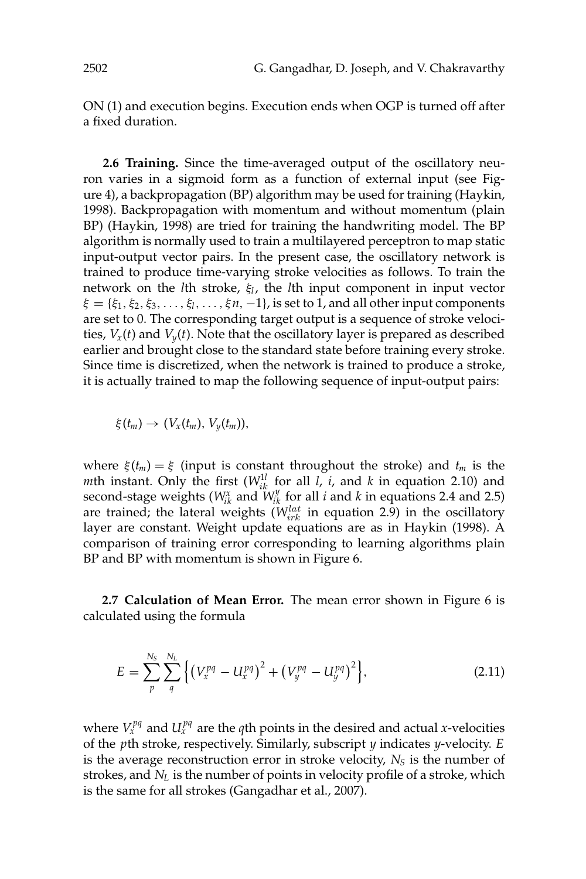ON (1) and execution begins. Execution ends when OGP is turned off after a fixed duration.

**2.6 Training.** Since the time-averaged output of the oscillatory neuron varies in a sigmoid form as a function of external input (see Figure 4), a backpropagation (BP) algorithm may be used for training (Haykin, 1998). Backpropagation with momentum and without momentum (plain BP) (Haykin, 1998) are tried for training the handwriting model. The BP algorithm is normally used to train a multilayered perceptron to map static input-output vector pairs. In the present case, the oscillatory network is trained to produce time-varying stroke velocities as follows. To train the network on the $l$th stroke, $\xi_l$, the $l$th input component in input vector $\xi = \{\xi_1, \xi_2, \xi_3, \ldots, \xi_l, \ldots, \xi n, -1\}$, is set to 1, and all other input components are set to 0. The corresponding target output is a sequence of stroke velocities, $V_x(t)$ and $V_y(t)$. Note that the oscillatory layer is prepared as described earlier and brought close to the standard state before training every stroke. Since time is discretized, when the network is trained to produce a stroke, it is actually trained to map the following sequence of input-output pairs:

$$\xi(t_m) \rightarrow (V_x(t_m), V_y(t_m)),$$

where $\xi(t_m) = \xi$ (input is constant throughout the stroke) and $t_m$ is the $m$th instant. Only the first ($W_{ik}^{1l}$ for all $l$, $i$, and $k$ in equation 2.10) and second-stage weights ($W_{ik}^{x}$ and $W_{ik}^{y}$ for all $i$ and $k$ in equations 2.4 and 2.5) are trained; the lateral weights ($W_{irk}^{lat}$ in equation 2.9) in the oscillatory layer are constant. Weight update equations are as in Haykin (1998). A comparison of training error corresponding to learning algorithms plain BP and BP with momentum is shown in Figure 6.

**2.7 Calculation of Mean Error.** The mean error shown in Figure 6 is calculated using the formula

$$E = \sum_{p}^{N_S} \sum_{q}^{N_L} \left\{ \left(V_x^{pq} - U_x^{pq}\right)^2 + \left(V_y^{pq} - U_y^{pq}\right)^2 \right\}, \tag{2.11}$$

where $V_x^{pq}$ and $U_x^{pq}$ are the $q$th points in the desired and actual $x$-velocities of the $p$th stroke, respectively. Similarly, subscript $y$ indicates $y$-velocity. $E$ is the average reconstruction error in stroke velocity, $N_S$ is the number of strokes, and $N_L$ is the number of points in velocity profile of a stroke, which is the same for all strokes (Gangadhar et al., 2007).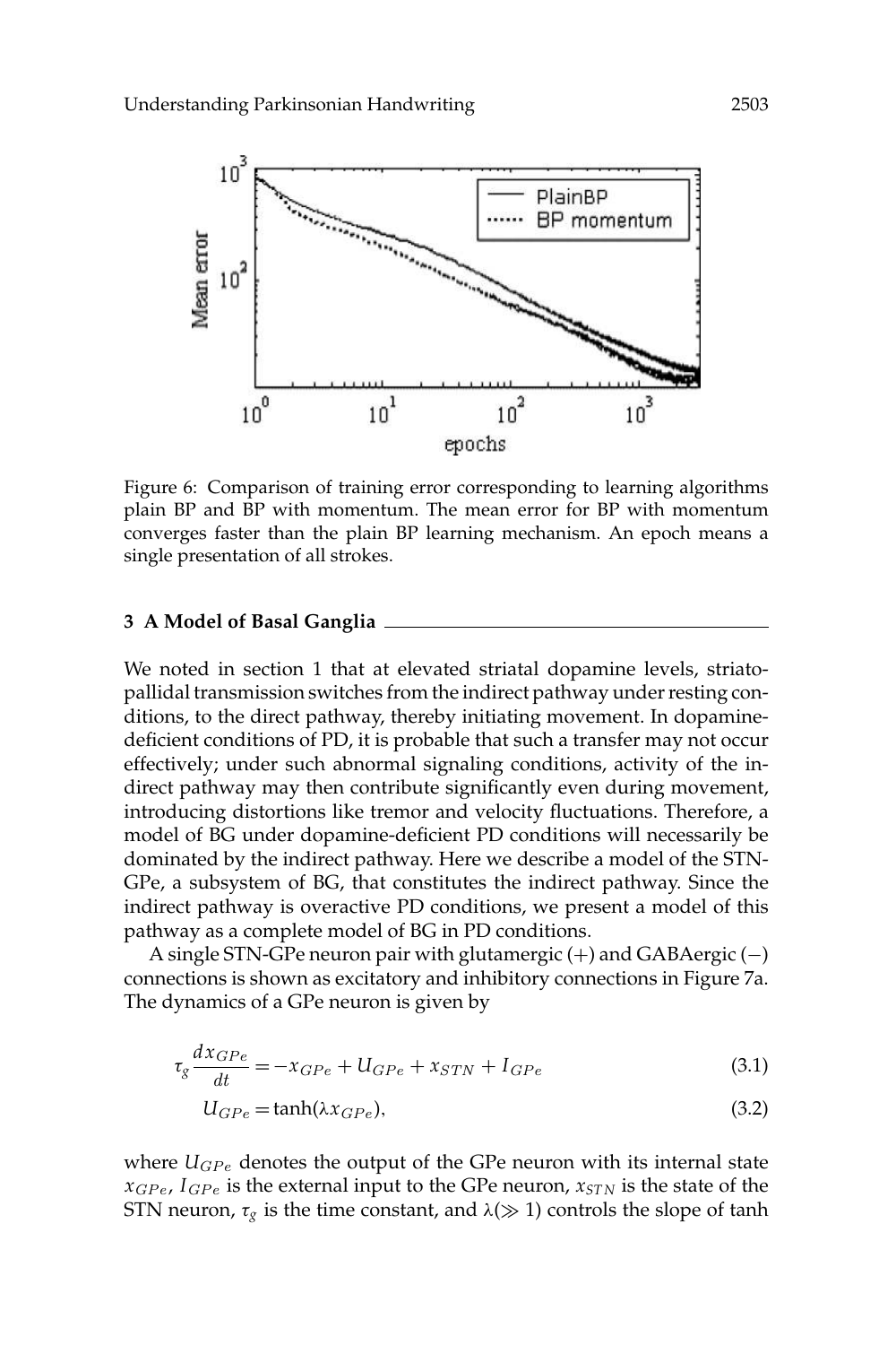Figure 6: Comparison of training error corresponding to learning algorithms plain BP and BP with momentum. The mean error for BP with momentum converges faster than the plain BP learning mechanism. An epoch means a single presentation of all strokes.

## 3 A Model of Basal Ganglia

We noted in section 1 that at elevated striatal dopamine levels, striatopallidal transmission switches from the indirect pathway under resting conditions, to the direct pathway, thereby initiating movement. In dopamine-deficient conditions of PD, it is probable that such a transfer may not occur effectively; under such abnormal signaling conditions, activity of the indirect pathway may then contribute significantly even during movement, introducing distortions like tremor and velocity fluctuations. Therefore, a model of BG under dopamine-deficient PD conditions will necessarily be dominated by the indirect pathway. Here we describe a model of the STN-GPe, a subsystem of BG, that constitutes the indirect pathway. Since the indirect pathway is overactive PD conditions, we present a model of this pathway as a complete model of BG in PD conditions.

A single STN-GPe neuron pair with glutamergic (+) and GABAergic (−) connections is shown as excitatory and inhibitory connections in Figure 7a. The dynamics of a GPe neuron is given by

$$\tau_g \frac{dx_{GPe}}{dt} = -x_{GPe} + U_{GPe} + x_{STN} + I_{GPe} \tag{3.1}$$

$$U_{GPe} = \tanh(\lambda x_{GPe}), \tag{3.2}$$

where $U_{GPe}$ denotes the output of the GPe neuron with its internal state $x_{GPe}$, $I_{GPe}$ is the external input to the GPe neuron, $x_{STN}$ is the state of the STN neuron, $\tau_g$ is the time constant, and $\lambda(\gg 1)$ controls the slope of tanh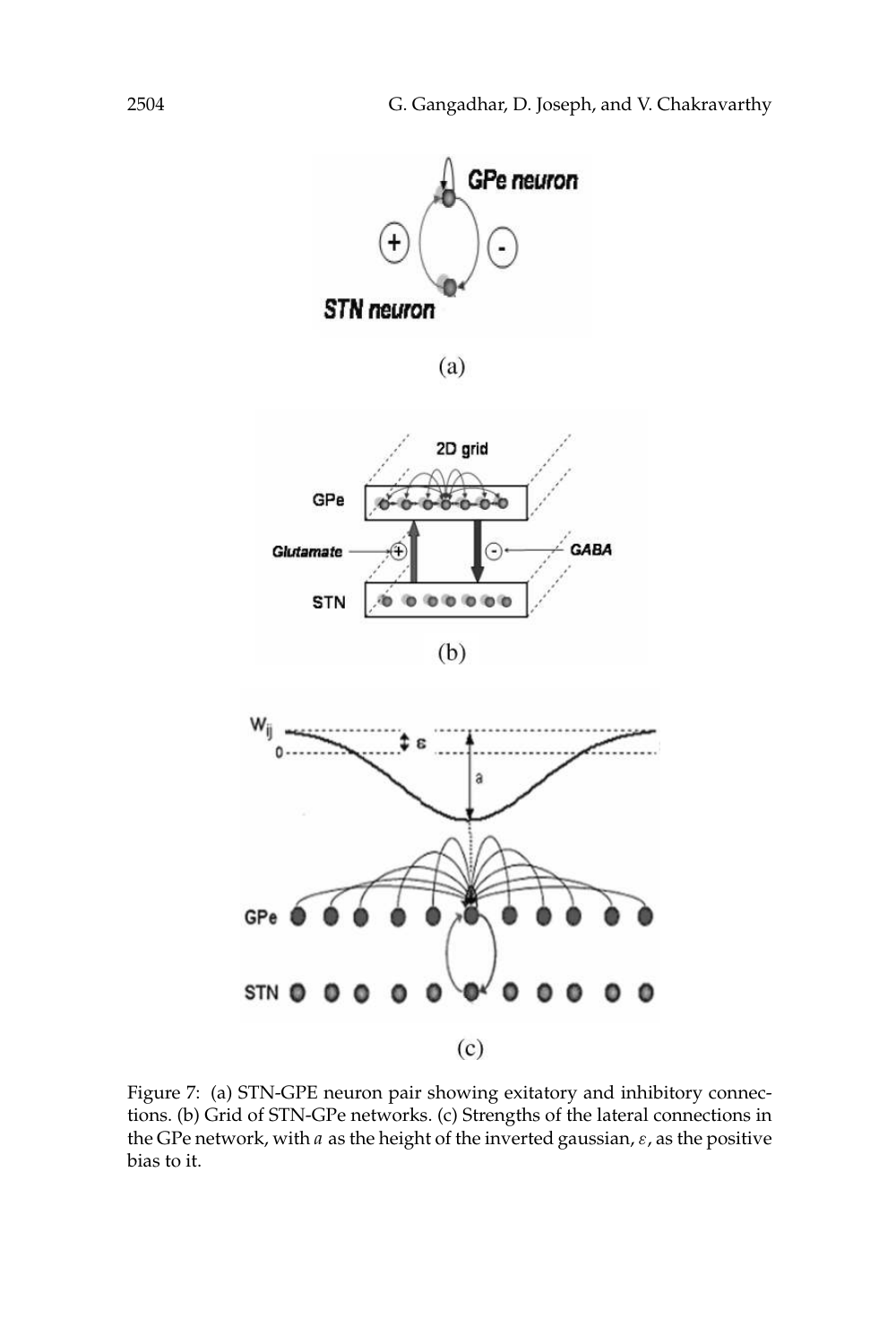Figure 7: (a) STN-GPE neuron pair showing exitatory and inhibitory connections. (b) Grid of STN-GPe networks. (c) Strengths of the lateral connections in the GPe network, with $a$ as the height of the inverted gaussian, $\varepsilon$, as the positive bias to it.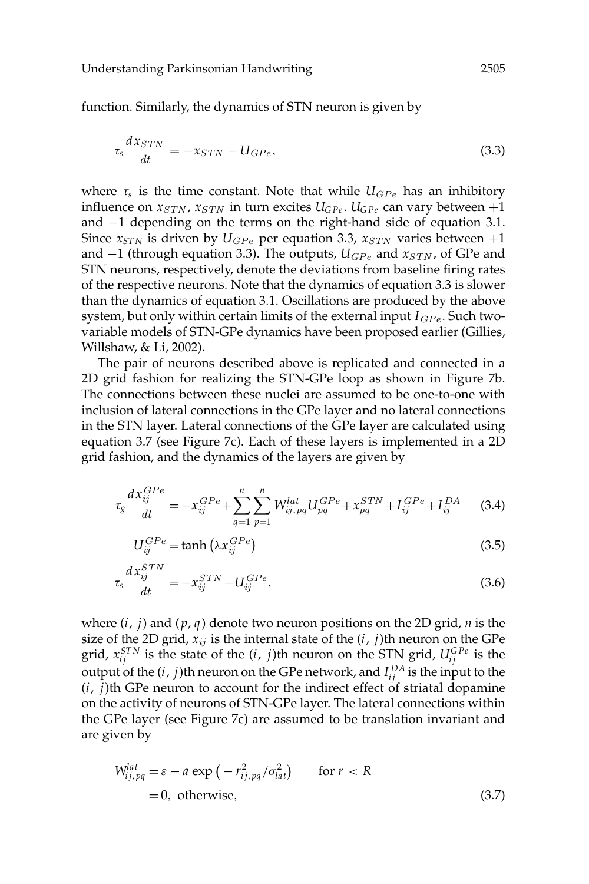function. Similarly, the dynamics of STN neuron is given by

$$\tau_s \frac{dx_{STN}}{dt} = -x_{STN} - U_{GPe}, \tag{3.3}$$

where $\tau_s$ is the time constant. Note that while $U_{GPe}$ has an inhibitory influence on $x_{STN}$, $x_{STN}$ in turn excites $U_{GPe}$. $U_{GPe}$ can vary between $+1$ and $-1$ depending on the terms on the right-hand side of equation 3.1. Since $x_{STN}$ is driven by $U_{GPe}$ per equation 3.3, $x_{STN}$ varies between $+1$ and $-1$ (through equation 3.3). The outputs, $U_{GPe}$ and $x_{STN}$, of GPe and STN neurons, respectively, denote the deviations from baseline firing rates of the respective neurons. Note that the dynamics of equation 3.3 is slower than the dynamics of equation 3.1. Oscillations are produced by the above system, but only within certain limits of the external input $I_{GPe}$. Such two-variable models of STN-GPe dynamics have been proposed earlier (Gillies, Willshaw, & Li, 2002).

The pair of neurons described above is replicated and connected in a 2D grid fashion for realizing the STN-GPe loop as shown in Figure 7b. The connections between these nuclei are assumed to be one-to-one with inclusion of lateral connections in the GPe layer and no lateral connections in the STN layer. Lateral connections of the GPe layer are calculated using equation 3.7 (see Figure 7c). Each of these layers is implemented in a 2D grid fashion, and the dynamics of the layers are given by

$$\tau_g \frac{dx_{ij}^{GPe}}{dt} = -x_{ij}^{GPe} + \sum_{q=1}^{n} \sum_{p=1}^{n} W_{ij,pq}^{lat} U_{pq}^{GPe} + x_{pq}^{STN} + I_{ij}^{GPe} + I_{ij}^{DA} \tag{3.4}$$

$$U_{ij}^{GPe} = \tanh\left(\lambda x_{ij}^{GPe}\right) \tag{3.5}$$

$$\tau_s \frac{dx_{ij}^{STN}}{dt} = -x_{ij}^{STN} - U_{ij}^{GPe}, \tag{3.6}$$

where $(i, j)$ and $(p, q)$ denote two neuron positions on the 2D grid, $n$ is the size of the 2D grid, $x_{ij}$ is the internal state of the $(i, j)$th neuron on the GPe grid, $x_{ij}^{STN}$ is the state of the $(i, j)$th neuron on the STN grid, $U_{ij}^{GPe}$ is the output of the $(i, j)$th neuron on the GPe network, and $I_{ij}^{DA}$ is the input to the $(i, j)$th GPe neuron to account for the indirect effect of striatal dopamine on the activity of neurons of STN-GPe layer. The lateral connections within the GPe layer (see Figure 7c) are assumed to be translation invariant and are given by

$$\begin{aligned} W_{ij,pq}^{lat} &= \varepsilon - a \exp\left(-r_{ij,pq}^2/\sigma_{lat}^2\right) \qquad \text{for } r < R \\ &= 0, \ \text{otherwise}, \end{aligned} \tag{3.7}$$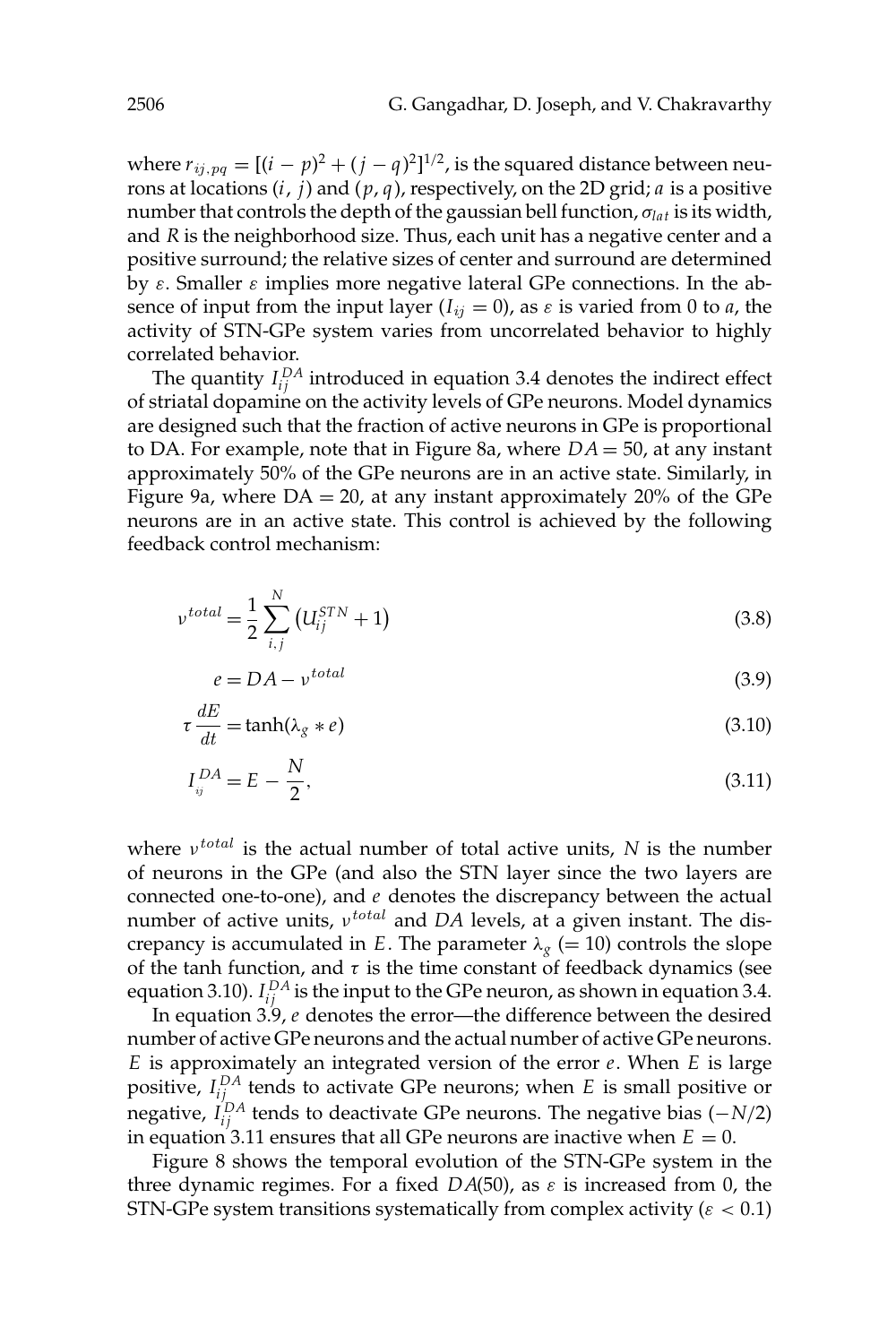where $r_{ij,pq} = [(i-p)^2 + (j-q)^2]^{1/2}$, is the squared distance between neurons at locations $(i, j)$ and $(p, q)$, respectively, on the 2D grid; $a$ is a positive number that controls the depth of the gaussian bell function, $\sigma_{lat}$ is its width, and $R$ is the neighborhood size. Thus, each unit has a negative center and a positive surround; the relative sizes of center and surround are determined by $\varepsilon$. Smaller $\varepsilon$ implies more negative lateral GPe connections. In the absence of input from the input layer ($I_{ij} = 0$), as $\varepsilon$ is varied from 0 to $a$, the activity of STN-GPe system varies from uncorrelated behavior to highly correlated behavior.

The quantity $I_{ij}^{DA}$ introduced in equation 3.4 denotes the indirect effect of striatal dopamine on the activity levels of GPe neurons. Model dynamics are designed such that the fraction of active neurons in GPe is proportional to DA. For example, note that in Figure 8a, where $DA = 50$, at any instant approximately 50% of the GPe neurons are in an active state. Similarly, in Figure 9a, where DA = 20, at any instant approximately 20% of the GPe neurons are in an active state. This control is achieved by the following feedback control mechanism:

$$\nu^{total} = \frac{1}{2}\sum_{i,j}^{N}\left(U_{ij}^{STN} + 1\right) \tag{3.8}$$

$$e = DA - \nu^{total} \tag{3.9}$$

$$\tau\frac{dE}{dt} = \tanh(\lambda_g * e) \tag{3.10}$$

$$I_{ij}^{DA} = E - \frac{N}{2}, \tag{3.11}$$

where $\nu^{total}$ is the actual number of total active units, $N$ is the number of neurons in the GPe (and also the STN layer since the two layers are connected one-to-one), and $e$ denotes the discrepancy between the actual number of active units, $\nu^{total}$ and $DA$ levels, at a given instant. The discrepancy is accumulated in $E$. The parameter $\lambda_g$ (= 10) controls the slope of the tanh function, and $\tau$ is the time constant of feedback dynamics (see equation 3.10). $I_{ij}^{DA}$ is the input to the GPe neuron, as shown in equation 3.4.

In equation 3.9, $e$ denotes the error—the difference between the desired number of active GPe neurons and the actual number of active GPe neurons. $E$ is approximately an integrated version of the error $e$. When $E$ is large positive, $I_{ij}^{DA}$ tends to activate GPe neurons; when $E$ is small positive or negative, $I_{ij}^{DA}$ tends to deactivate GPe neurons. The negative bias ($-N/2$) in equation 3.11 ensures that all GPe neurons are inactive when $E = 0$.

Figure 8 shows the temporal evolution of the STN-GPe system in the three dynamic regimes. For a fixed $DA(50)$, as $\varepsilon$ is increased from 0, the STN-GPe system transitions systematically from complex activity ($\varepsilon < 0.1$)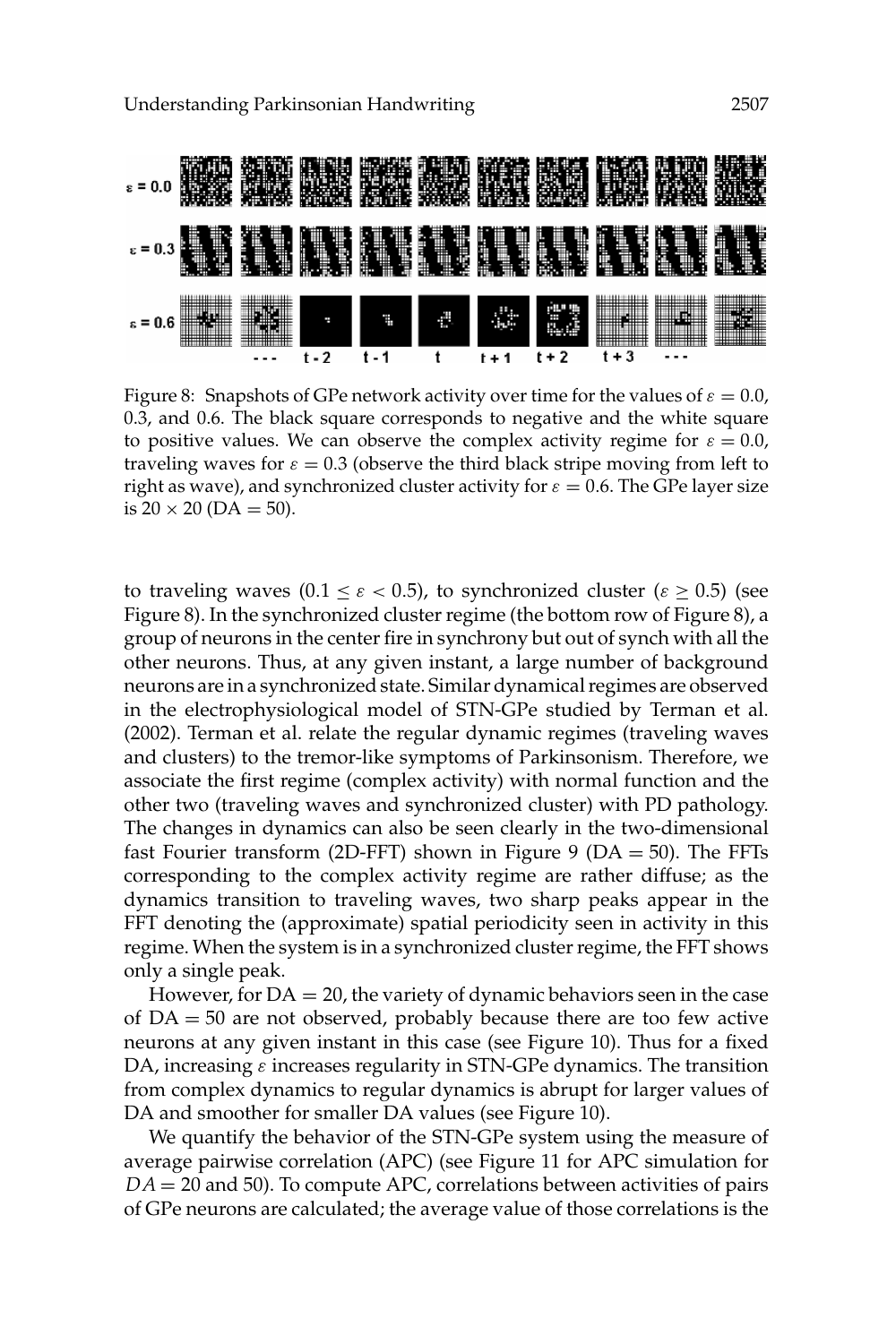Figure 8: Snapshots of GPe network activity over time for the values of $\varepsilon = 0.0$, 0.3, and 0.6. The black square corresponds to negative and the white square to positive values. We can observe the complex activity regime for $\varepsilon = 0.0$, traveling waves for $\varepsilon = 0.3$ (observe the third black stripe moving from left to right as wave), and synchronized cluster activity for $\varepsilon = 0.6$. The GPe layer size is $20 \times 20$ (DA = 50).

to traveling waves ($0.1 \leq \varepsilon < 0.5$), to synchronized cluster ($\varepsilon \geq 0.5$) (see Figure 8). In the synchronized cluster regime (the bottom row of Figure 8), a group of neurons in the center fire in synchrony but out of synch with all the other neurons. Thus, at any given instant, a large number of background neurons are in a synchronized state. Similar dynamical regimes are observed in the electrophysiological model of STN-GPe studied by Terman et al. (2002). Terman et al. relate the regular dynamic regimes (traveling waves and clusters) to the tremor-like symptoms of Parkinsonism. Therefore, we associate the first regime (complex activity) with normal function and the other two (traveling waves and synchronized cluster) with PD pathology. The changes in dynamics can also be seen clearly in the two-dimensional fast Fourier transform (2D-FFT) shown in Figure 9 (DA = 50). The FFTs corresponding to the complex activity regime are rather diffuse; as the dynamics transition to traveling waves, two sharp peaks appear in the FFT denoting the (approximate) spatial periodicity seen in activity in this regime. When the system is in a synchronized cluster regime, the FFT shows only a single peak.

However, for DA = 20, the variety of dynamic behaviors seen in the case of DA = 50 are not observed, probably because there are too few active neurons at any given instant in this case (see Figure 10). Thus for a fixed DA, increasing $\varepsilon$ increases regularity in STN-GPe dynamics. The transition from complex dynamics to regular dynamics is abrupt for larger values of DA and smoother for smaller DA values (see Figure 10).

We quantify the behavior of the STN-GPe system using the measure of average pairwise correlation (APC) (see Figure 11 for APC simulation for $DA = 20$ and 50). To compute APC, correlations between activities of pairs of GPe neurons are calculated; the average value of those correlations is the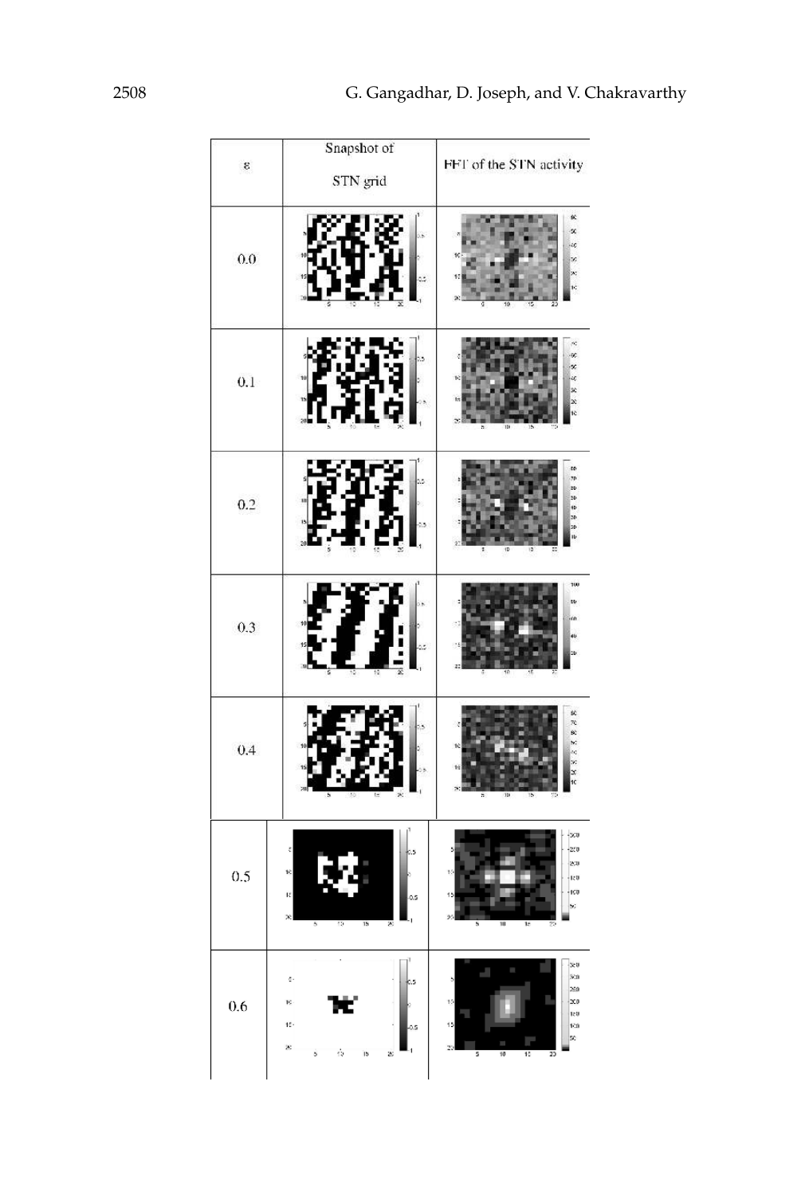| ε | Snapshot of STN grid | FFT of the STN activity |
| --- | --- | --- |
| 0.0 | | |
| 0.1 | | |
| 0.2 | | |
| 0.3 | | |
| 0.4 | | |
| 0.5 | | |
| 0.6 | | |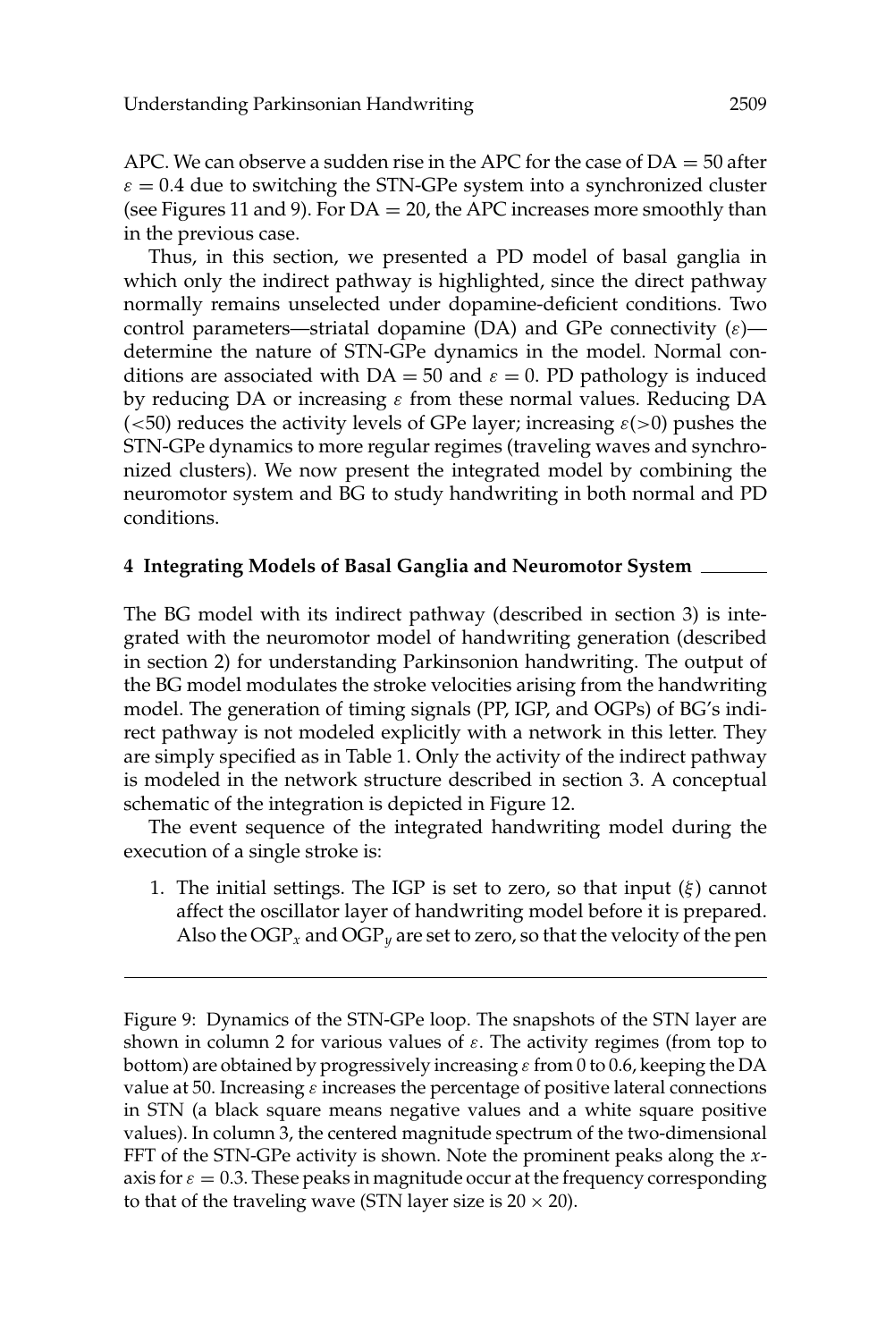APC. We can observe a sudden rise in the APC for the case of DA = 50 after $\varepsilon = 0.4$ due to switching the STN-GPe system into a synchronized cluster (see Figures 11 and 9). For DA = 20, the APC increases more smoothly than in the previous case.

Thus, in this section, we presented a PD model of basal ganglia in which only the indirect pathway is highlighted, since the direct pathway normally remains unselected under dopamine-deficient conditions. Two control parameters—striatal dopamine (DA) and GPe connectivity ($\varepsilon$)—determine the nature of STN-GPe dynamics in the model. Normal conditions are associated with DA = 50 and $\varepsilon = 0$. PD pathology is induced by reducing DA or increasing $\varepsilon$ from these normal values. Reducing DA (<50) reduces the activity levels of GPe layer; increasing $\varepsilon$(>0) pushes the STN-GPe dynamics to more regular regimes (traveling waves and synchronized clusters). We now present the integrated model by combining the neuromotor system and BG to study handwriting in both normal and PD conditions.

## 4 Integrating Models of Basal Ganglia and Neuromotor System

The BG model with its indirect pathway (described in section 3) is integrated with the neuromotor model of handwriting generation (described in section 2) for understanding Parkinsonion handwriting. The output of the BG model modulates the stroke velocities arising from the handwriting model. The generation of timing signals (PP, IGP, and OGPs) of BG's indirect pathway is not modeled explicitly with a network in this letter. They are simply specified as in Table 1. Only the activity of the indirect pathway is modeled in the network structure described in section 3. A conceptual schematic of the integration is depicted in Figure 12.

The event sequence of the integrated handwriting model during the execution of a single stroke is:

1. The initial settings. The IGP is set to zero, so that input ($\xi$) cannot affect the oscillator layer of handwriting model before it is prepared. Also the $OGP_x$ and $OGP_y$ are set to zero, so that the velocity of the pen

Figure 9: Dynamics of the STN-GPe loop. The snapshots of the STN layer are shown in column 2 for various values of $\varepsilon$. The activity regimes (from top to bottom) are obtained by progressively increasing $\varepsilon$ from 0 to 0.6, keeping the DA value at 50. Increasing $\varepsilon$ increases the percentage of positive lateral connections in STN (a black square means negative values and a white square positive values). In column 3, the centered magnitude spectrum of the two-dimensional FFT of the STN-GPe activity is shown. Note the prominent peaks along the $x$-axis for $\varepsilon = 0.3$. These peaks in magnitude occur at the frequency corresponding to that of the traveling wave (STN layer size is $20 \times 20$).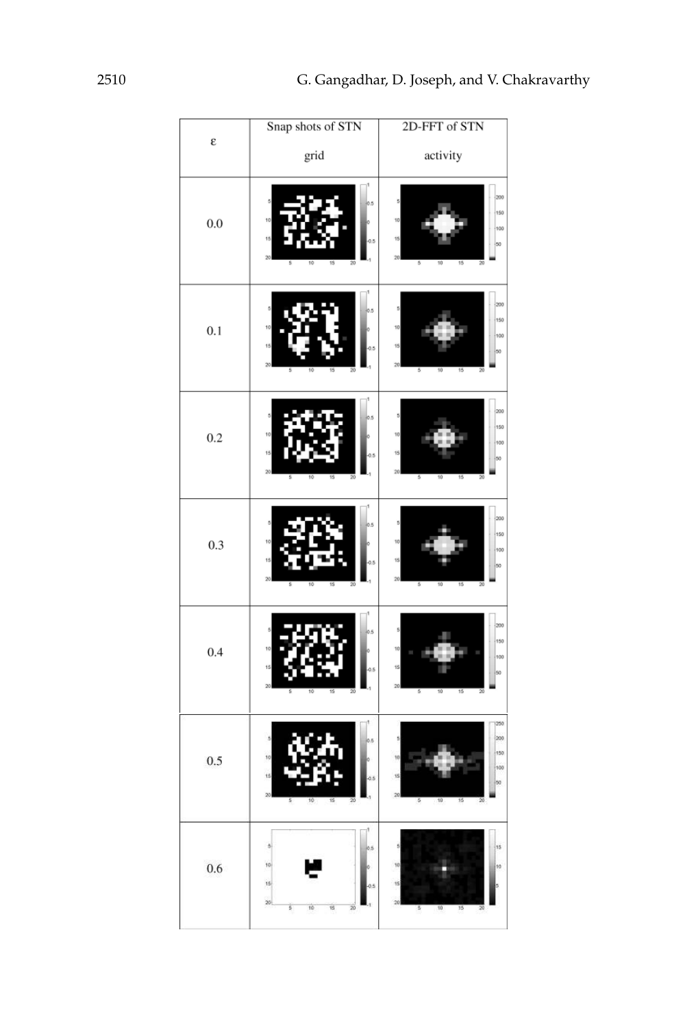| ε | Snap shots of STN grid | 2D-FFT of STN activity |
|---|---|---|
| 0.0 | | |
| 0.1 | | |
| 0.2 | | |
| 0.3 | | |
| 0.4 | | |
| 0.5 | | |
| 0.6 | | |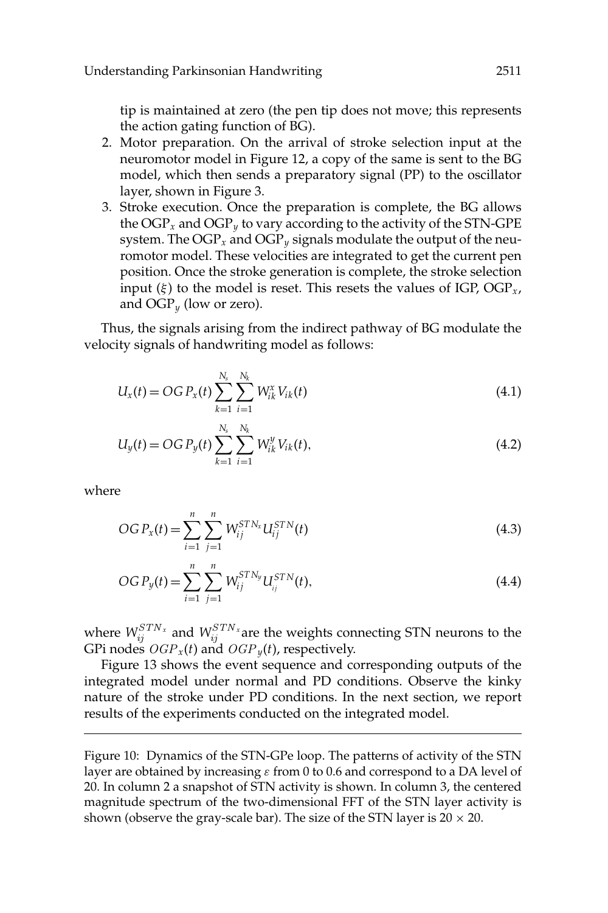tip is maintained at zero (the pen tip does not move; this represents the action gating function of BG).

2. Motor preparation. On the arrival of stroke selection input at the neuromotor model in Figure 12, a copy of the same is sent to the BG model, which then sends a preparatory signal (PP) to the oscillator layer, shown in Figure 3.
3. Stroke execution. Once the preparation is complete, the BG allows the $\text{OGP}_x$ and $\text{OGP}_y$ to vary according to the activity of the STN-GPE system. The $\text{OGP}_x$ and $\text{OGP}_y$ signals modulate the output of the neuromotor model. These velocities are integrated to get the current pen position. Once the stroke generation is complete, the stroke selection input ($\xi$) to the model is reset. This resets the values of IGP, $\text{OGP}_x$, and $\text{OGP}_y$ (low or zero).

Thus, the signals arising from the indirect pathway of BG modulate the velocity signals of handwriting model as follows:

$$U_x(t) = OGP_x(t) \sum_{k=1}^{N_s} \sum_{i=1}^{N_k} W_{ik}^x V_{ik}(t) \tag{4.1}$$

$$U_y(t) = OGP_y(t) \sum_{k=1}^{N_s} \sum_{i=1}^{N_k} W_{ik}^y V_{ik}(t), \tag{4.2}$$

where

$$OGP_x(t) = \sum_{i=1}^{n} \sum_{j=1}^{n} W_{ij}^{STN_x} U_{ij}^{STN}(t) \tag{4.3}$$

$$OGP_y(t) = \sum_{i=1}^{n} \sum_{j=1}^{n} W_{ij}^{STN_y} U_{ij}^{STN}(t), \tag{4.4}$$

where $W_{ij}^{STN_x}$ and $W_{ij}^{STN_x}$ are the weights connecting STN neurons to the GPi nodes $OGP_x(t)$ and $OGP_y(t)$, respectively.

Figure 13 shows the event sequence and corresponding outputs of the integrated model under normal and PD conditions. Observe the kinky nature of the stroke under PD conditions. In the next section, we report results of the experiments conducted on the integrated model.

---

Figure 10: Dynamics of the STN-GPe loop. The patterns of activity of the STN layer are obtained by increasing $\varepsilon$ from 0 to 0.6 and correspond to a DA level of 20. In column 2 a snapshot of STN activity is shown. In column 3, the centered magnitude spectrum of the two-dimensional FFT of the STN layer activity is shown (observe the gray-scale bar). The size of the STN layer is $20 \times 20$.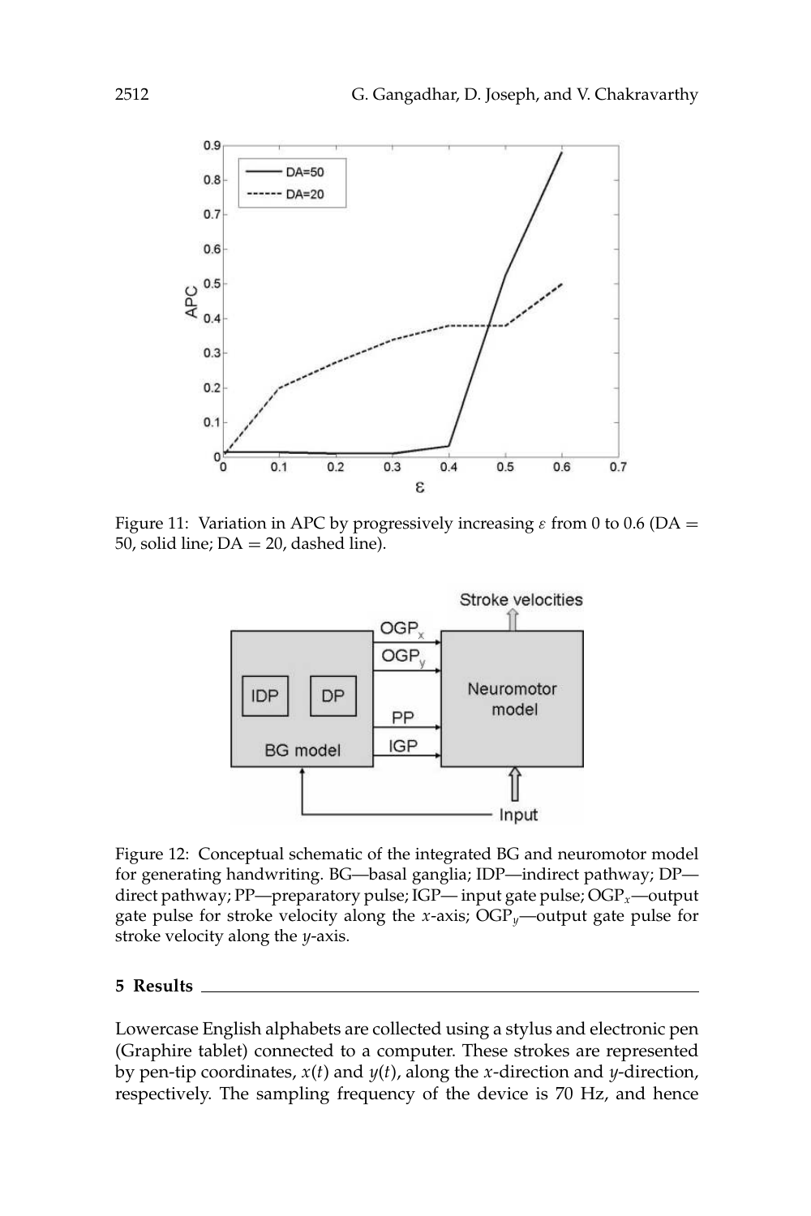Figure 11: Variation in APC by progressively increasing $\varepsilon$ from 0 to 0.6 (DA = 50, solid line; DA = 20, dashed line).

Figure 12: Conceptual schematic of the integrated BG and neuromotor model for generating handwriting. BG—basal ganglia; IDP—indirect pathway; DP—direct pathway; PP—preparatory pulse; IGP— input gate pulse; $OGP_x$—output gate pulse for stroke velocity along the $x$-axis; $OGP_y$—output gate pulse for stroke velocity along the $y$-axis.

## 5 Results

Lowercase English alphabets are collected using a stylus and electronic pen (Graphire tablet) connected to a computer. These strokes are represented by pen-tip coordinates, $x(t)$ and $y(t)$, along the $x$-direction and $y$-direction, respectively. The sampling frequency of the device is 70 Hz, and hence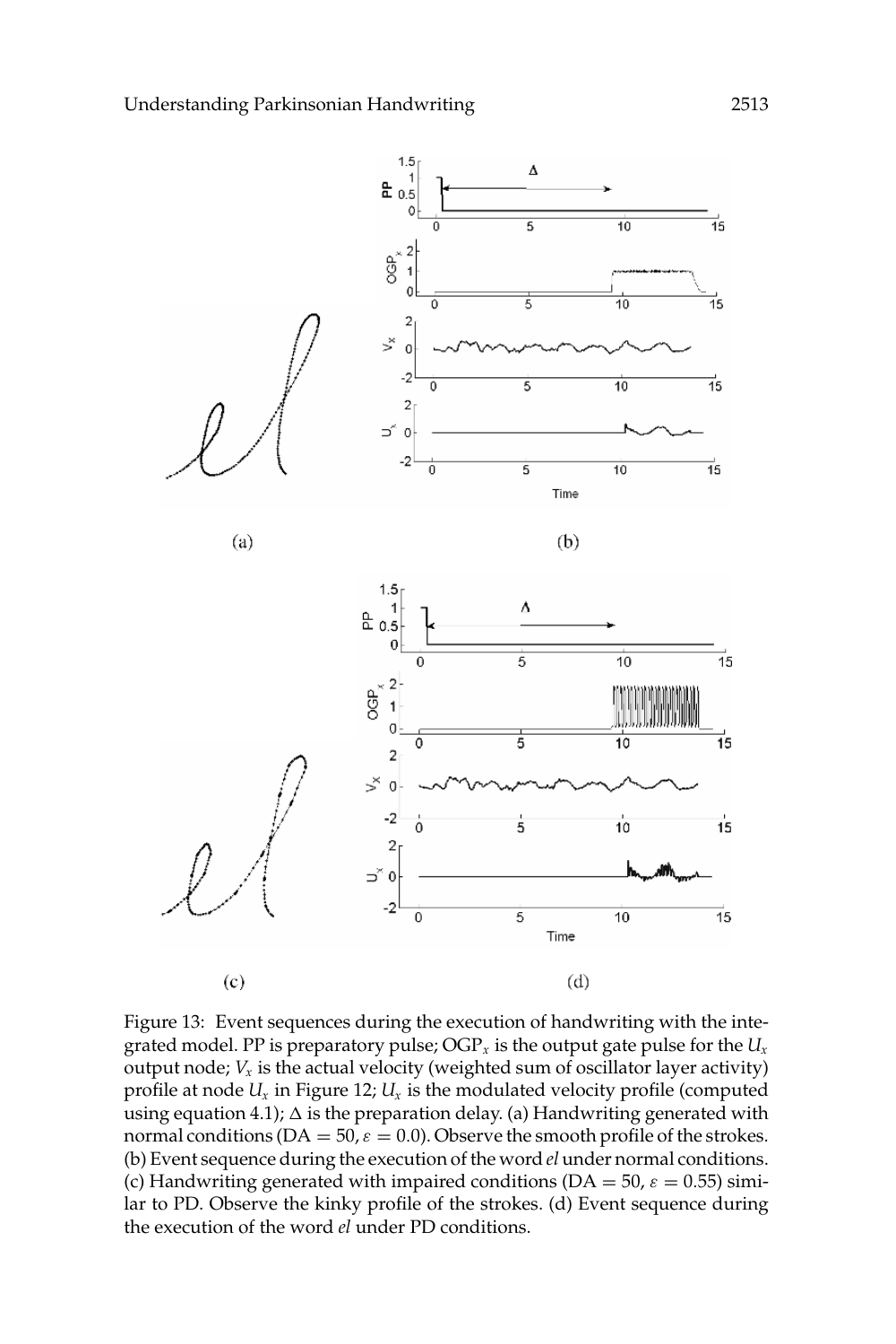Figure 13: Event sequences during the execution of handwriting with the integrated model. PP is preparatory pulse; $OGP_x$ is the output gate pulse for the $U_x$ output node; $V_x$ is the actual velocity (weighted sum of oscillator layer activity) profile at node $U_x$ in Figure 12; $U_x$ is the modulated velocity profile (computed using equation 4.1); $\Delta$ is the preparation delay. (a) Handwriting generated with normal conditions ($DA = 50$, $\varepsilon = 0.0$). Observe the smooth profile of the strokes. (b) Event sequence during the execution of the word *el* under normal conditions. (c) Handwriting generated with impaired conditions ($DA = 50$, $\varepsilon = 0.55$) similar to PD. Observe the kinky profile of the strokes. (d) Event sequence during the execution of the word *el* under PD conditions.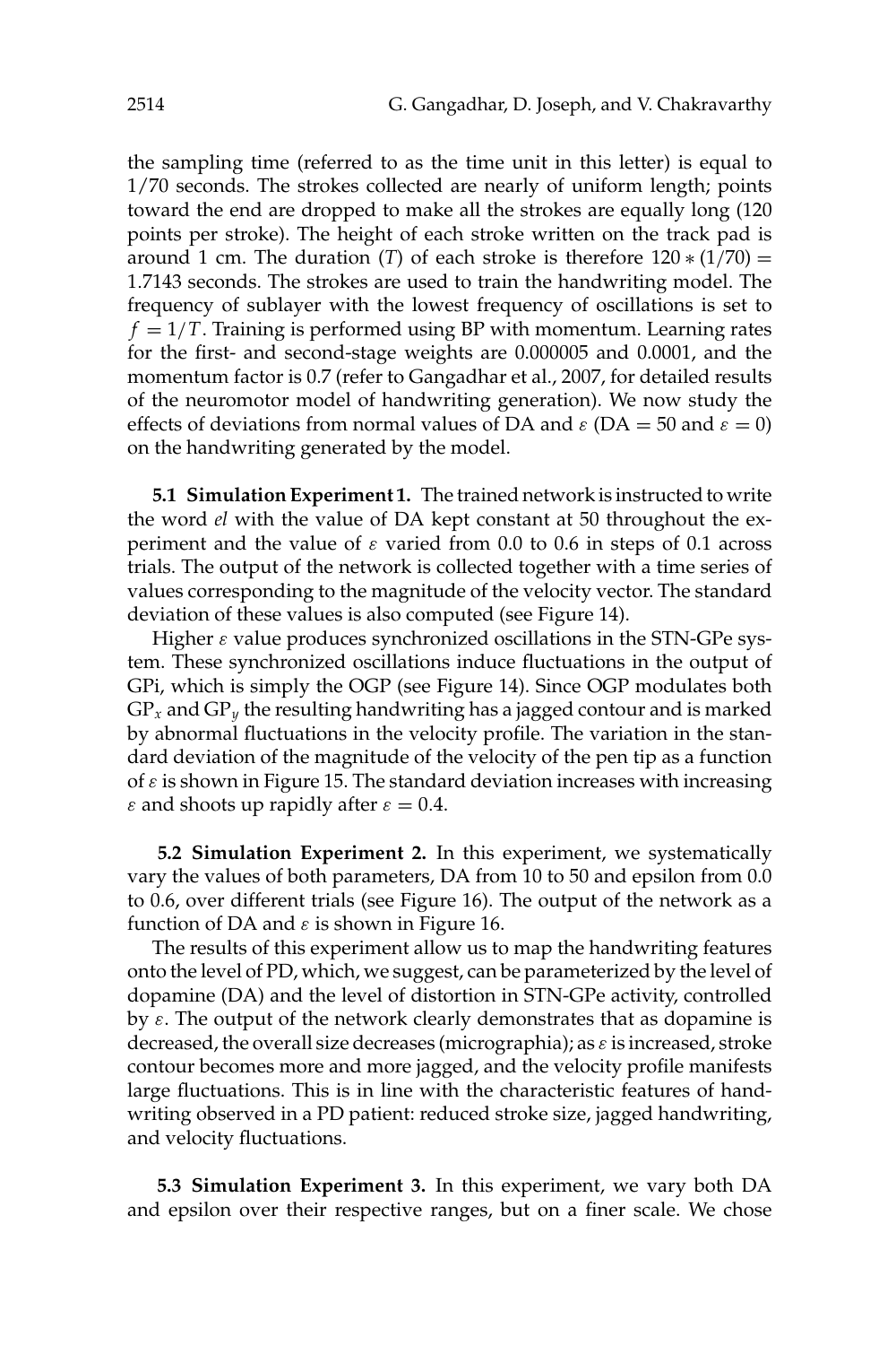the sampling time (referred to as the time unit in this letter) is equal to 1/70 seconds. The strokes collected are nearly of uniform length; points toward the end are dropped to make all the strokes are equally long (120 points per stroke). The height of each stroke written on the track pad is around 1 cm. The duration ($T$) of each stroke is therefore $120 * (1/70) = 1.7143$ seconds. The strokes are used to train the handwriting model. The frequency of sublayer with the lowest frequency of oscillations is set to $f = 1/T$. Training is performed using BP with momentum. Learning rates for the first- and second-stage weights are 0.000005 and 0.0001, and the momentum factor is 0.7 (refer to Gangadhar et al., 2007, for detailed results of the neuromotor model of handwriting generation). We now study the effects of deviations from normal values of DA and $\varepsilon$ (DA = 50 and $\varepsilon = 0$) on the handwriting generated by the model.

**5.1 Simulation Experiment 1.** The trained network is instructed to write the word *el* with the value of DA kept constant at 50 throughout the experiment and the value of $\varepsilon$ varied from 0.0 to 0.6 in steps of 0.1 across trials. The output of the network is collected together with a time series of values corresponding to the magnitude of the velocity vector. The standard deviation of these values is also computed (see Figure 14).

Higher $\varepsilon$ value produces synchronized oscillations in the STN-GPe system. These synchronized oscillations induce fluctuations in the output of GPi, which is simply the OGP (see Figure 14). Since OGP modulates both $GP_x$ and $GP_y$ the resulting handwriting has a jagged contour and is marked by abnormal fluctuations in the velocity profile. The variation in the standard deviation of the magnitude of the velocity of the pen tip as a function of $\varepsilon$ is shown in Figure 15. The standard deviation increases with increasing $\varepsilon$ and shoots up rapidly after $\varepsilon = 0.4$.

**5.2 Simulation Experiment 2.** In this experiment, we systematically vary the values of both parameters, DA from 10 to 50 and epsilon from 0.0 to 0.6, over different trials (see Figure 16). The output of the network as a function of DA and $\varepsilon$ is shown in Figure 16.

The results of this experiment allow us to map the handwriting features onto the level of PD, which, we suggest, can be parameterized by the level of dopamine (DA) and the level of distortion in STN-GPe activity, controlled by $\varepsilon$. The output of the network clearly demonstrates that as dopamine is decreased, the overall size decreases (micrographia); as $\varepsilon$ is increased, stroke contour becomes more and more jagged, and the velocity profile manifests large fluctuations. This is in line with the characteristic features of handwriting observed in a PD patient: reduced stroke size, jagged handwriting, and velocity fluctuations.

**5.3 Simulation Experiment 3.** In this experiment, we vary both DA and epsilon over their respective ranges, but on a finer scale. We chose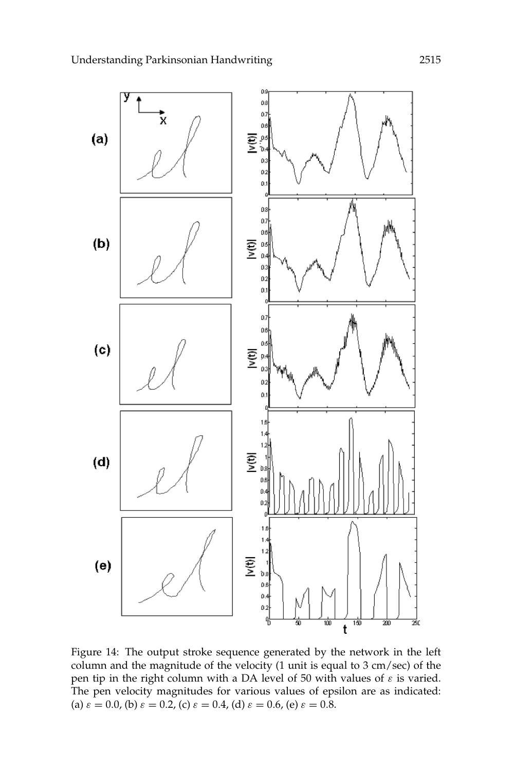Figure 14: The output stroke sequence generated by the network in the left column and the magnitude of the velocity (1 unit is equal to 3 cm/sec) of the pen tip in the right column with a DA level of 50 with values of $\varepsilon$ is varied. The pen velocity magnitudes for various values of epsilon are as indicated: (a) $\varepsilon = 0.0$, (b) $\varepsilon = 0.2$, (c) $\varepsilon = 0.4$, (d) $\varepsilon = 0.6$, (e) $\varepsilon = 0.8$.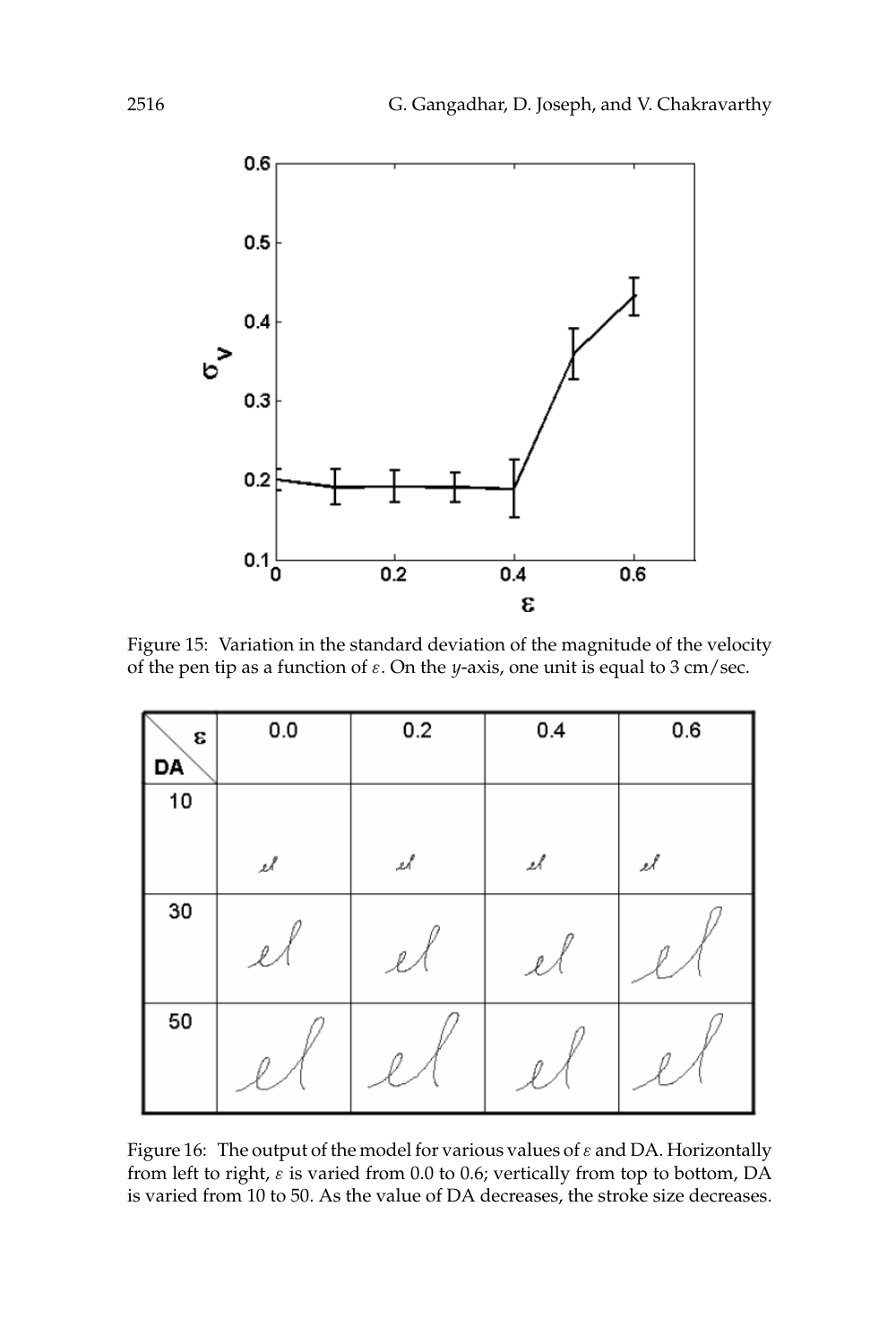Figure 15: Variation in the standard deviation of the magnitude of the velocity of the pen tip as a function of $\varepsilon$. On the $y$-axis, one unit is equal to 3 cm/sec.

Figure 16: The output of the model for various values of $\varepsilon$ and DA. Horizontally from left to right, $\varepsilon$ is varied from 0.0 to 0.6; vertically from top to bottom, DA is varied from 10 to 50. As the value of DA decreases, the stroke size decreases.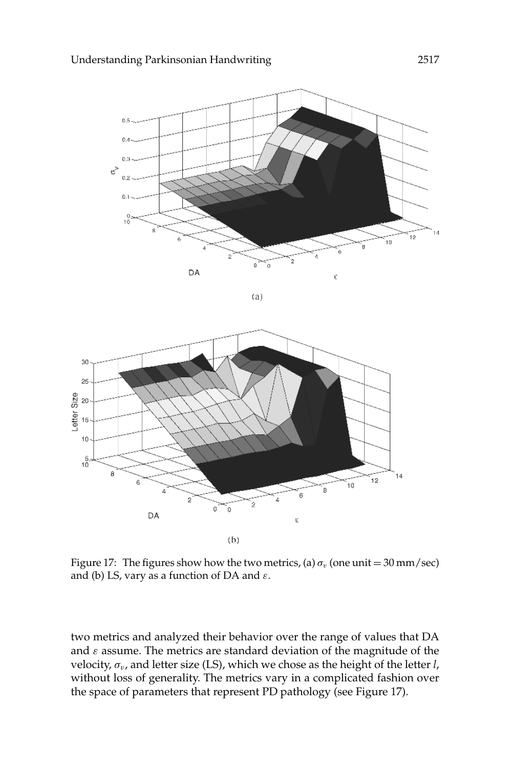Figure 17: The figures show how the two metrics, (a) $\sigma_v$ (one unit = 30 mm/sec) and (b) LS, vary as a function of DA and $\varepsilon$.

two metrics and analyzed their behavior over the range of values that DA and $\varepsilon$ assume. The metrics are standard deviation of the magnitude of the velocity, $\sigma_v$, and letter size (LS), which we chose as the height of the letter *l*, without loss of generality. The metrics vary in a complicated fashion over the space of parameters that represent PD pathology (see Figure 17).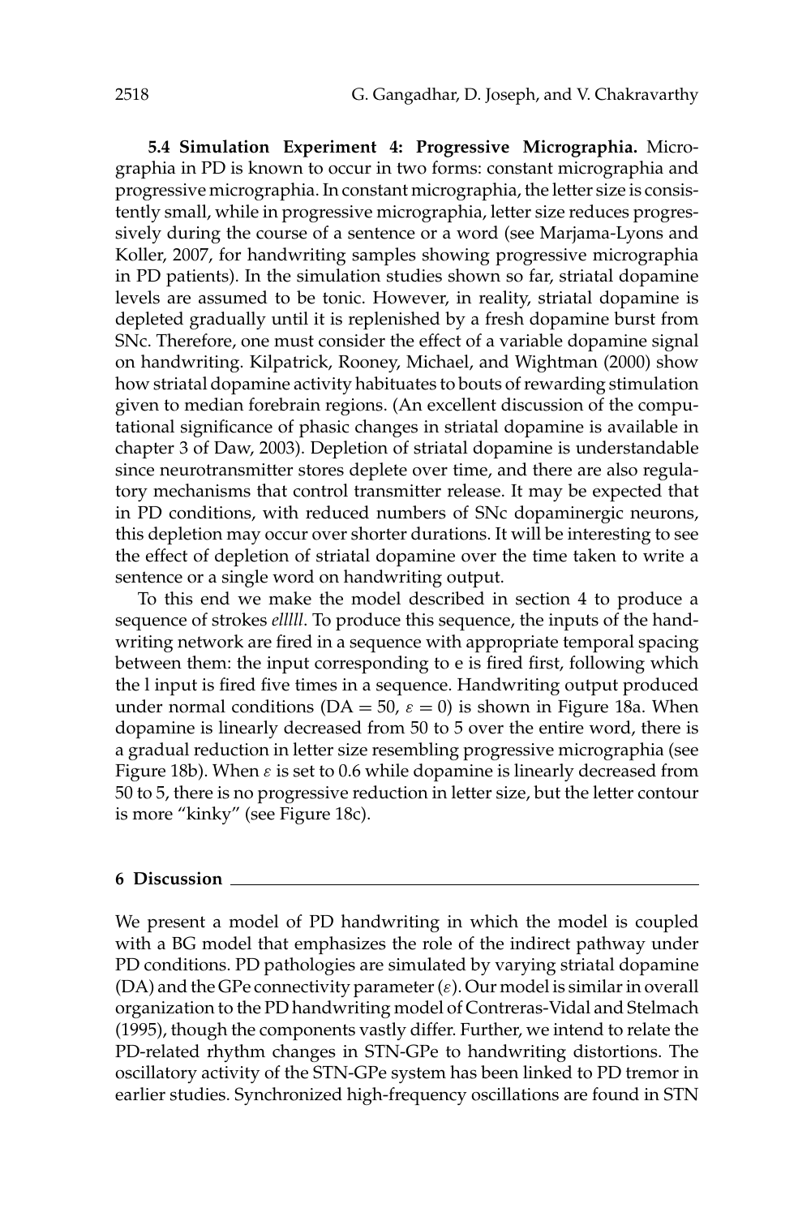**5.4 Simulation Experiment 4: Progressive Micrographia.** Micrographia in PD is known to occur in two forms: constant micrographia and progressive micrographia. In constant micrographia, the letter size is consistently small, while in progressive micrographia, letter size reduces progressively during the course of a sentence or a word (see Marjama-Lyons and Koller, 2007, for handwriting samples showing progressive micrographia in PD patients). In the simulation studies shown so far, striatal dopamine levels are assumed to be tonic. However, in reality, striatal dopamine is depleted gradually until it is replenished by a fresh dopamine burst from SNc. Therefore, one must consider the effect of a variable dopamine signal on handwriting. Kilpatrick, Rooney, Michael, and Wightman (2000) show how striatal dopamine activity habituates to bouts of rewarding stimulation given to median forebrain regions. (An excellent discussion of the computational significance of phasic changes in striatal dopamine is available in chapter 3 of Daw, 2003). Depletion of striatal dopamine is understandable since neurotransmitter stores deplete over time, and there are also regulatory mechanisms that control transmitter release. It may be expected that in PD conditions, with reduced numbers of SNc dopaminergic neurons, this depletion may occur over shorter durations. It will be interesting to see the effect of depletion of striatal dopamine over the time taken to write a sentence or a single word on handwriting output.

To this end we make the model described in section 4 to produce a sequence of strokes *elllll*. To produce this sequence, the inputs of the handwriting network are fired in a sequence with appropriate temporal spacing between them: the input corresponding to e is fired first, following which the l input is fired five times in a sequence. Handwriting output produced under normal conditions (DA $= 50$, $\varepsilon = 0$) is shown in Figure 18a. When dopamine is linearly decreased from 50 to 5 over the entire word, there is a gradual reduction in letter size resembling progressive micrographia (see Figure 18b). When $\varepsilon$ is set to 0.6 while dopamine is linearly decreased from 50 to 5, there is no progressive reduction in letter size, but the letter contour is more "kinky" (see Figure 18c).

## 6 Discussion

We present a model of PD handwriting in which the model is coupled with a BG model that emphasizes the role of the indirect pathway under PD conditions. PD pathologies are simulated by varying striatal dopamine (DA) and the GPe connectivity parameter ($\varepsilon$). Our model is similar in overall organization to the PD handwriting model of Contreras-Vidal and Stelmach (1995), though the components vastly differ. Further, we intend to relate the PD-related rhythm changes in STN-GPe to handwriting distortions. The oscillatory activity of the STN-GPe system has been linked to PD tremor in earlier studies. Synchronized high-frequency oscillations are found in STN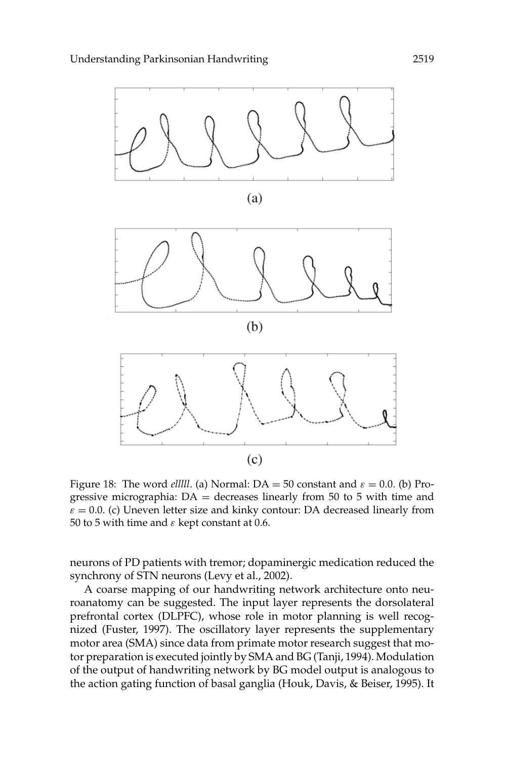Figure 18: The word *elllll*. (a) Normal: DA = 50 constant and $\varepsilon = 0.0$. (b) Progressive micrographia: DA = decreases linearly from 50 to 5 with time and $\varepsilon = 0.0$. (c) Uneven letter size and kinky contour: DA decreased linearly from 50 to 5 with time and $\varepsilon$ kept constant at 0.6.

neurons of PD patients with tremor; dopaminergic medication reduced the synchrony of STN neurons (Levy et al., 2002).

A coarse mapping of our handwriting network architecture onto neuroanatomy can be suggested. The input layer represents the dorsolateral prefrontal cortex (DLPFC), whose role in motor planning is well recognized (Fuster, 1997). The oscillatory layer represents the supplementary motor area (SMA) since data from primate motor research suggest that motor preparation is executed jointly by SMA and BG (Tanji, 1994). Modulation of the output of handwriting network by BG model output is analogous to the action gating function of basal ganglia (Houk, Davis, & Beiser, 1995). It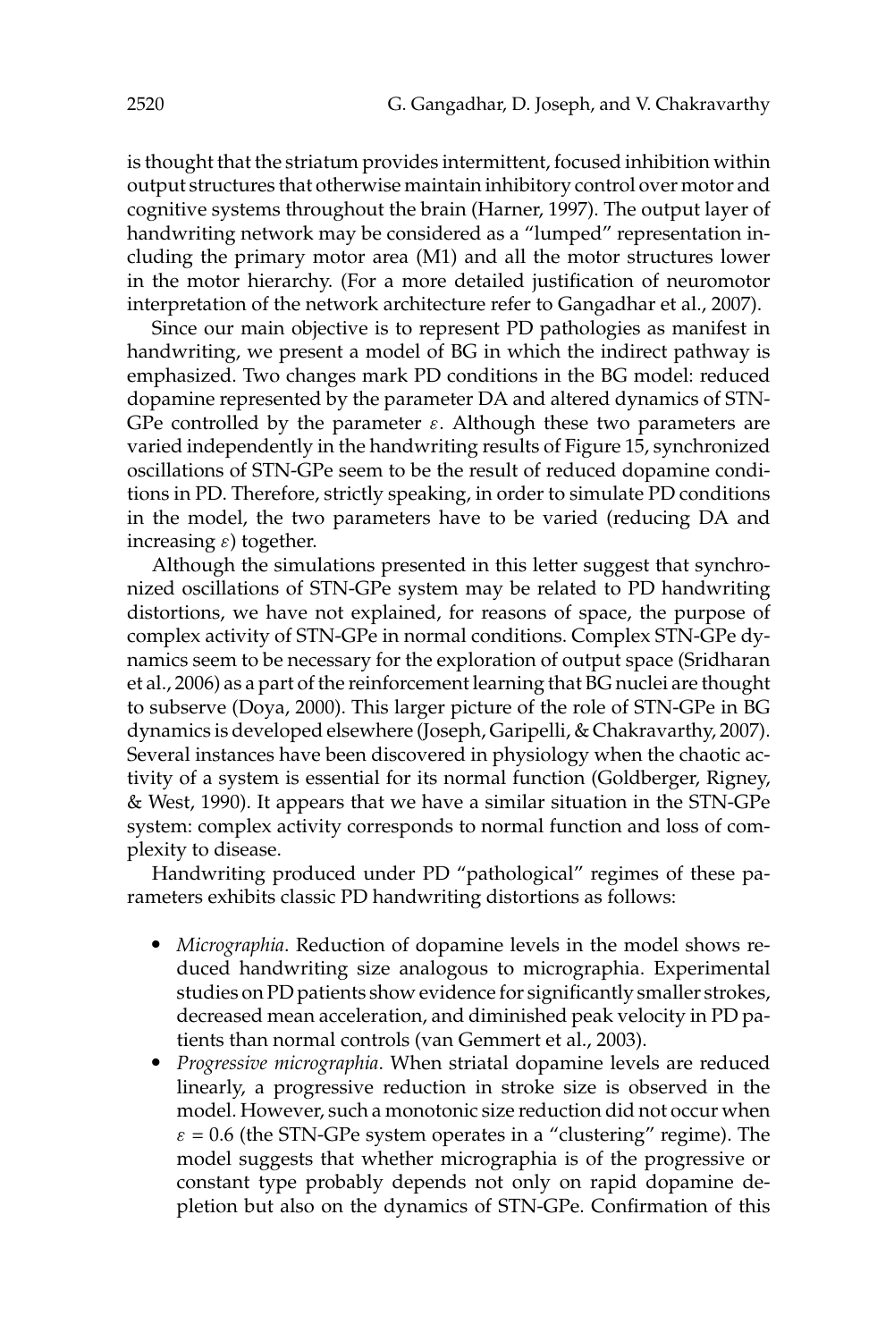is thought that the striatum provides intermittent, focused inhibition within output structures that otherwise maintain inhibitory control over motor and cognitive systems throughout the brain (Harner, 1997). The output layer of handwriting network may be considered as a "lumped" representation including the primary motor area (M1) and all the motor structures lower in the motor hierarchy. (For a more detailed justification of neuromotor interpretation of the network architecture refer to Gangadhar et al., 2007).

Since our main objective is to represent PD pathologies as manifest in handwriting, we present a model of BG in which the indirect pathway is emphasized. Two changes mark PD conditions in the BG model: reduced dopamine represented by the parameter DA and altered dynamics of STN-GPe controlled by the parameter $\varepsilon$. Although these two parameters are varied independently in the handwriting results of Figure 15, synchronized oscillations of STN-GPe seem to be the result of reduced dopamine conditions in PD. Therefore, strictly speaking, in order to simulate PD conditions in the model, the two parameters have to be varied (reducing DA and increasing $\varepsilon$) together.

Although the simulations presented in this letter suggest that synchronized oscillations of STN-GPe system may be related to PD handwriting distortions, we have not explained, for reasons of space, the purpose of complex activity of STN-GPe in normal conditions. Complex STN-GPe dynamics seem to be necessary for the exploration of output space (Sridharan et al., 2006) as a part of the reinforcement learning that BG nuclei are thought to subserve (Doya, 2000). This larger picture of the role of STN-GPe in BG dynamics is developed elsewhere (Joseph, Garipelli, & Chakravarthy, 2007). Several instances have been discovered in physiology when the chaotic activity of a system is essential for its normal function (Goldberger, Rigney, & West, 1990). It appears that we have a similar situation in the STN-GPe system: complex activity corresponds to normal function and loss of complexity to disease.

Handwriting produced under PD "pathological" regimes of these parameters exhibits classic PD handwriting distortions as follows:

- *Micrographia*. Reduction of dopamine levels in the model shows reduced handwriting size analogous to micrographia. Experimental studies on PD patients show evidence for significantly smaller strokes, decreased mean acceleration, and diminished peak velocity in PD patients than normal controls (van Gemmert et al., 2003).
- *Progressive micrographia*. When striatal dopamine levels are reduced linearly, a progressive reduction in stroke size is observed in the model. However, such a monotonic size reduction did not occur when $\varepsilon = 0.6$ (the STN-GPe system operates in a "clustering" regime). The model suggests that whether micrographia is of the progressive or constant type probably depends not only on rapid dopamine depletion but also on the dynamics of STN-GPe. Confirmation of this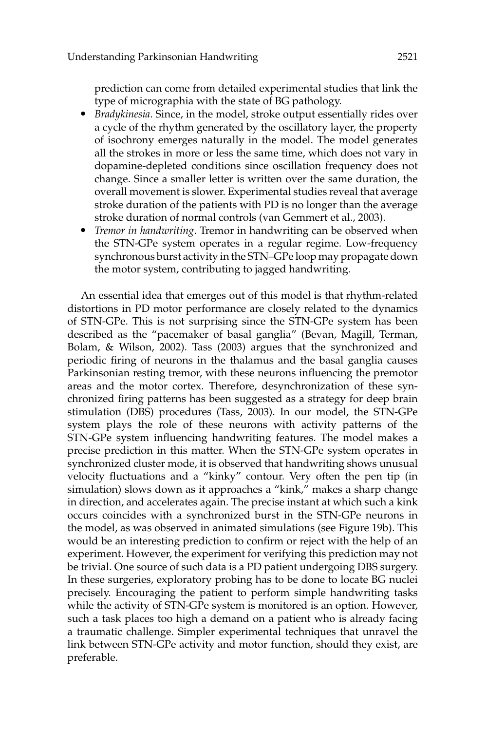prediction can come from detailed experimental studies that link the type of micrographia with the state of BG pathology.

- *Bradykinesia*. Since, in the model, stroke output essentially rides over a cycle of the rhythm generated by the oscillatory layer, the property of isochrony emerges naturally in the model. The model generates all the strokes in more or less the same time, which does not vary in dopamine-depleted conditions since oscillation frequency does not change. Since a smaller letter is written over the same duration, the overall movement is slower. Experimental studies reveal that average stroke duration of the patients with PD is no longer than the average stroke duration of normal controls (van Gemmert et al., 2003).
- *Tremor in handwriting*. Tremor in handwriting can be observed when the STN-GPe system operates in a regular regime. Low-frequency synchronous burst activity in the STN–GPe loop may propagate down the motor system, contributing to jagged handwriting.

An essential idea that emerges out of this model is that rhythm-related distortions in PD motor performance are closely related to the dynamics of STN-GPe. This is not surprising since the STN-GPe system has been described as the "pacemaker of basal ganglia" (Bevan, Magill, Terman, Bolam, & Wilson, 2002). Tass (2003) argues that the synchronized and periodic firing of neurons in the thalamus and the basal ganglia causes Parkinsonian resting tremor, with these neurons influencing the premotor areas and the motor cortex. Therefore, desynchronization of these synchronized firing patterns has been suggested as a strategy for deep brain stimulation (DBS) procedures (Tass, 2003). In our model, the STN-GPe system plays the role of these neurons with activity patterns of the STN-GPe system influencing handwriting features. The model makes a precise prediction in this matter. When the STN-GPe system operates in synchronized cluster mode, it is observed that handwriting shows unusual velocity fluctuations and a "kinky" contour. Very often the pen tip (in simulation) slows down as it approaches a "kink," makes a sharp change in direction, and accelerates again. The precise instant at which such a kink occurs coincides with a synchronized burst in the STN-GPe neurons in the model, as was observed in animated simulations (see Figure 19b). This would be an interesting prediction to confirm or reject with the help of an experiment. However, the experiment for verifying this prediction may not be trivial. One source of such data is a PD patient undergoing DBS surgery. In these surgeries, exploratory probing has to be done to locate BG nuclei precisely. Encouraging the patient to perform simple handwriting tasks while the activity of STN-GPe system is monitored is an option. However, such a task places too high a demand on a patient who is already facing a traumatic challenge. Simpler experimental techniques that unravel the link between STN-GPe activity and motor function, should they exist, are preferable.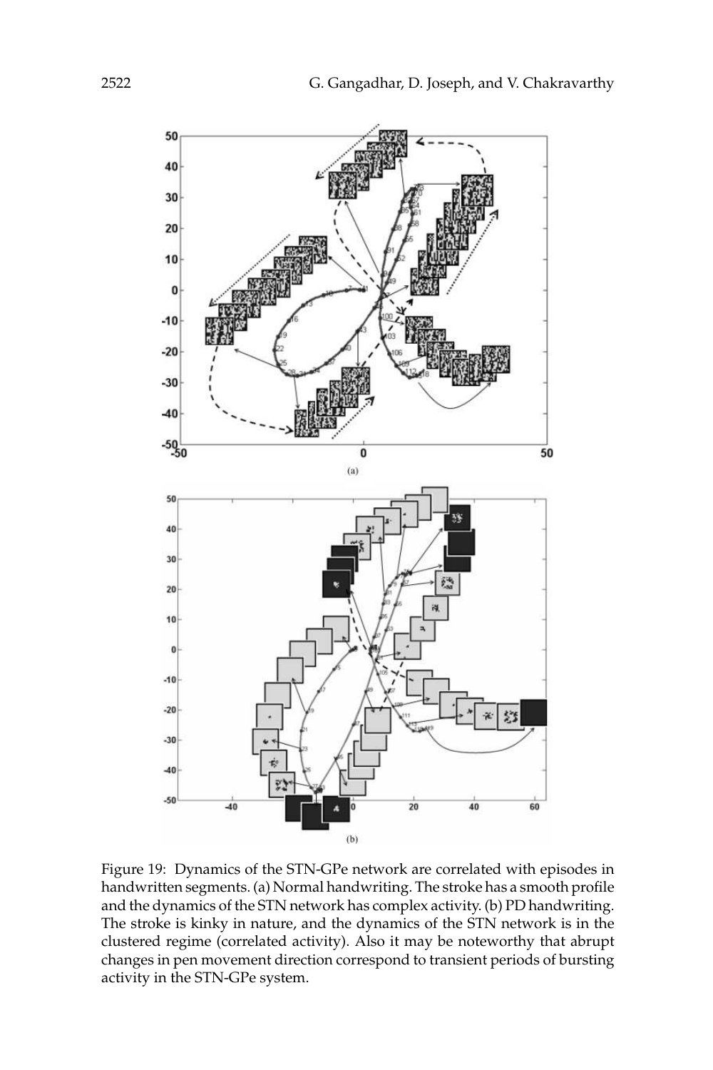Figure 19: Dynamics of the STN-GPe network are correlated with episodes in handwritten segments. (a) Normal handwriting. The stroke has a smooth profile and the dynamics of the STN network has complex activity. (b) PD handwriting. The stroke is kinky in nature, and the dynamics of the STN network is in the clustered regime (correlated activity). Also it may be noteworthy that abrupt changes in pen movement direction correspond to transient periods of bursting activity in the STN-GPe system.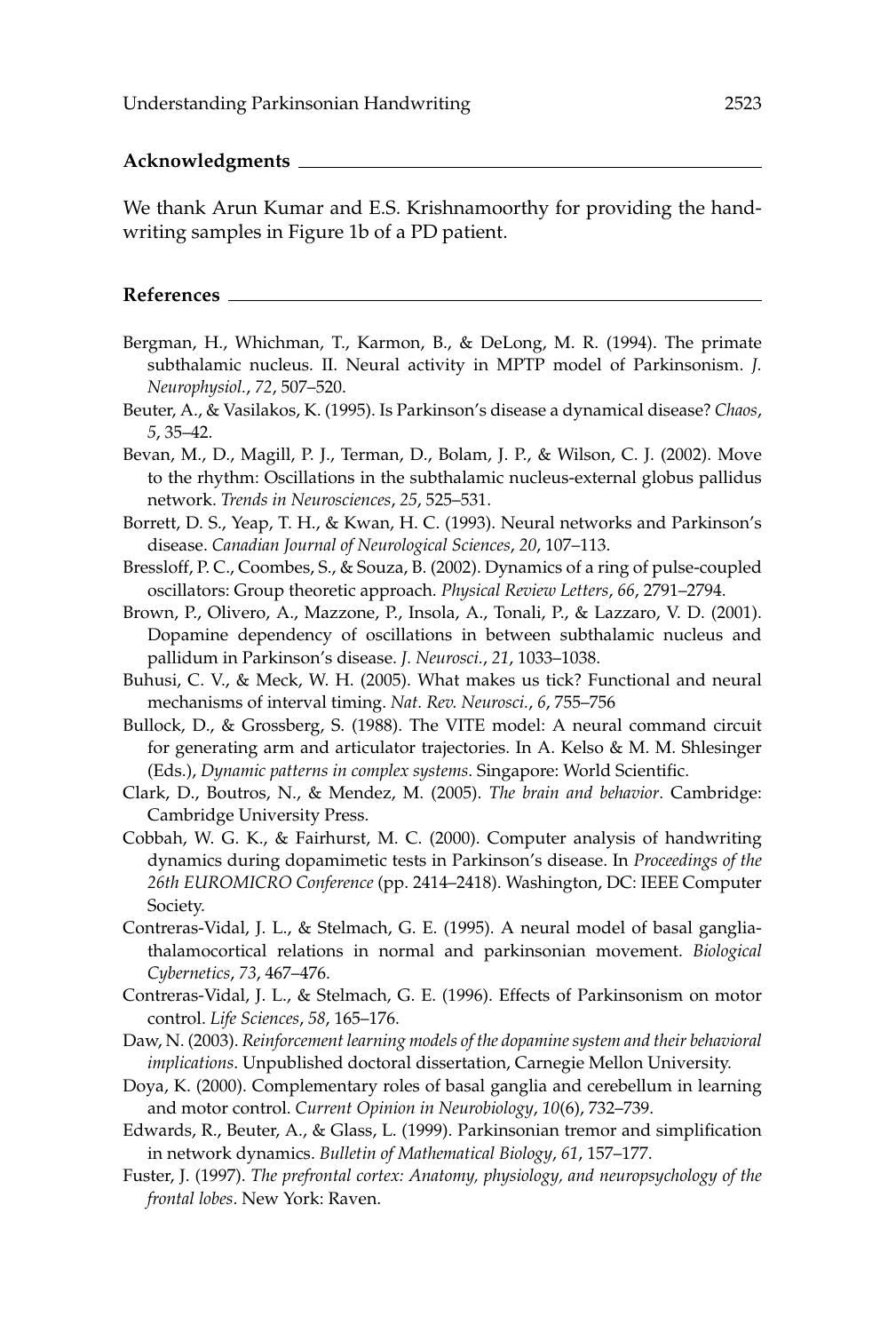## Acknowledgments

We thank Arun Kumar and E.S. Krishnamoorthy for providing the handwriting samples in Figure 1b of a PD patient.

## References

Bergman, H., Whichman, T., Karmon, B., & DeLong, M. R. (1994). The primate subthalamic nucleus. II. Neural activity in MPTP model of Parkinsonism. *J. Neurophysiol.*, *72*, 507–520.

Beuter, A., & Vasilakos, K. (1995). Is Parkinson's disease a dynamical disease? *Chaos*, *5*, 35–42.

Bevan, M., D., Magill, P. J., Terman, D., Bolam, J. P., & Wilson, C. J. (2002). Move to the rhythm: Oscillations in the subthalamic nucleus-external globus pallidus network. *Trends in Neurosciences*, *25*, 525–531.

Borrett, D. S., Yeap, T. H., & Kwan, H. C. (1993). Neural networks and Parkinson's disease. *Canadian Journal of Neurological Sciences*, *20*, 107–113.

Bressloff, P. C., Coombes, S., & Souza, B. (2002). Dynamics of a ring of pulse-coupled oscillators: Group theoretic approach. *Physical Review Letters*, *66*, 2791–2794.

Brown, P., Olivero, A., Mazzone, P., Insola, A., Tonali, P., & Lazzaro, V. D. (2001). Dopamine dependency of oscillations in between subthalamic nucleus and pallidum in Parkinson's disease. *J. Neurosci.*, *21*, 1033–1038.

Buhusi, C. V., & Meck, W. H. (2005). What makes us tick? Functional and neural mechanisms of interval timing. *Nat. Rev. Neurosci.*, *6*, 755–756

Bullock, D., & Grossberg, S. (1988). The VITE model: A neural command circuit for generating arm and articulator trajectories. In A. Kelso & M. M. Shlesinger (Eds.), *Dynamic patterns in complex systems*. Singapore: World Scientific.

Clark, D., Boutros, N., & Mendez, M. (2005). *The brain and behavior*. Cambridge: Cambridge University Press.

Cobbah, W. G. K., & Fairhurst, M. C. (2000). Computer analysis of handwriting dynamics during dopamimetic tests in Parkinson's disease. In *Proceedings of the 26th EUROMICRO Conference* (pp. 2414–2418). Washington, DC: IEEE Computer Society.

Contreras-Vidal, J. L., & Stelmach, G. E. (1995). A neural model of basal ganglia-thalamocortical relations in normal and parkinsonian movement. *Biological Cybernetics*, *73*, 467–476.

Contreras-Vidal, J. L., & Stelmach, G. E. (1996). Effects of Parkinsonism on motor control. *Life Sciences*, *58*, 165–176.

Daw, N. (2003). *Reinforcement learning models of the dopamine system and their behavioral implications*. Unpublished doctoral dissertation, Carnegie Mellon University.

Doya, K. (2000). Complementary roles of basal ganglia and cerebellum in learning and motor control. *Current Opinion in Neurobiology*, *10*(6), 732–739.

Edwards, R., Beuter, A., & Glass, L. (1999). Parkinsonian tremor and simplification in network dynamics. *Bulletin of Mathematical Biology*, *61*, 157–177.

Fuster, J. (1997). *The prefrontal cortex: Anatomy, physiology, and neuropsychology of the frontal lobes*. New York: Raven.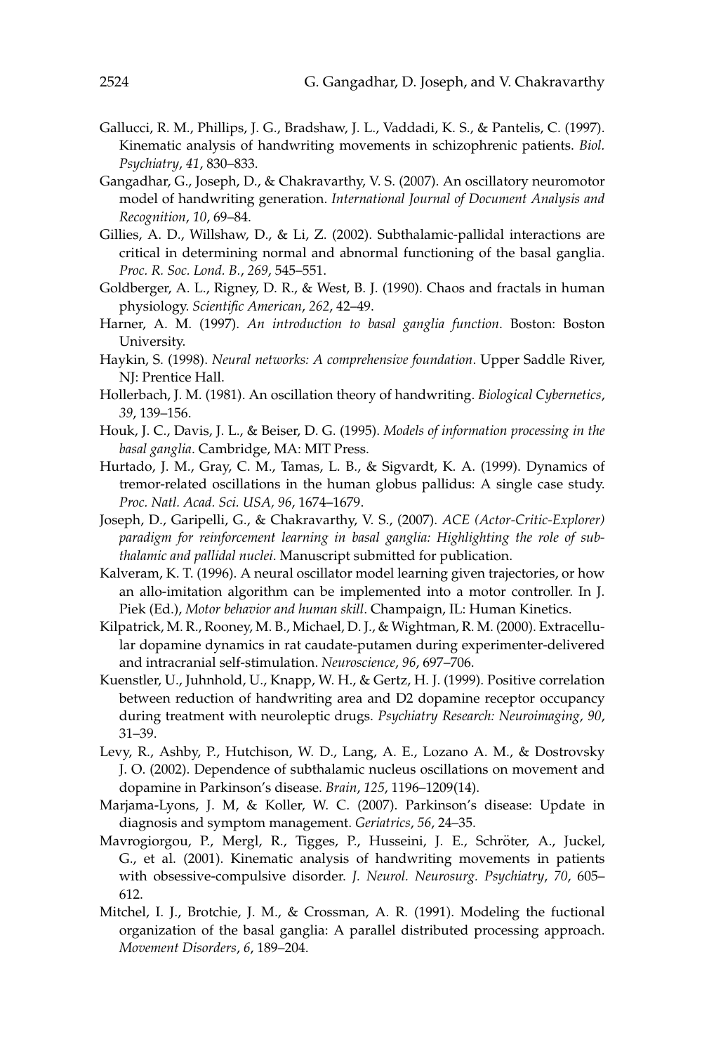Gallucci, R. M., Phillips, J. G., Bradshaw, J. L., Vaddadi, K. S., & Pantelis, C. (1997). Kinematic analysis of handwriting movements in schizophrenic patients. *Biol. Psychiatry*, *41*, 830–833.

Gangadhar, G., Joseph, D., & Chakravarthy, V. S. (2007). An oscillatory neuromotor model of handwriting generation. *International Journal of Document Analysis and Recognition*, *10*, 69–84.

Gillies, A. D., Willshaw, D., & Li, Z. (2002). Subthalamic-pallidal interactions are critical in determining normal and abnormal functioning of the basal ganglia. *Proc. R. Soc. Lond. B.*, *269*, 545–551.

Goldberger, A. L., Rigney, D. R., & West, B. J. (1990). Chaos and fractals in human physiology. *Scientific American*, *262*, 42–49.

Harner, A. M. (1997). *An introduction to basal ganglia function*. Boston: Boston University.

Haykin, S. (1998). *Neural networks: A comprehensive foundation*. Upper Saddle River, NJ: Prentice Hall.

Hollerbach, J. M. (1981). An oscillation theory of handwriting. *Biological Cybernetics*, *39*, 139–156.

Houk, J. C., Davis, J. L., & Beiser, D. G. (1995). *Models of information processing in the basal ganglia*. Cambridge, MA: MIT Press.

Hurtado, J. M., Gray, C. M., Tamas, L. B., & Sigvardt, K. A. (1999). Dynamics of tremor-related oscillations in the human globus pallidus: A single case study. *Proc. Natl. Acad. Sci. USA*, *96*, 1674–1679.

Joseph, D., Garipelli, G., & Chakravarthy, V. S., (2007). *ACE (Actor-Critic-Explorer) paradigm for reinforcement learning in basal ganglia: Highlighting the role of subthalamic and pallidal nuclei*. Manuscript submitted for publication.

Kalveram, K. T. (1996). A neural oscillator model learning given trajectories, or how an allo-imitation algorithm can be implemented into a motor controller. In J. Piek (Ed.), *Motor behavior and human skill*. Champaign, IL: Human Kinetics.

Kilpatrick, M. R., Rooney, M. B., Michael, D. J., & Wightman, R. M. (2000). Extracellular dopamine dynamics in rat caudate-putamen during experimenter-delivered and intracranial self-stimulation. *Neuroscience*, *96*, 697–706.

Kuenstler, U., Juhnhold, U., Knapp, W. H., & Gertz, H. J. (1999). Positive correlation between reduction of handwriting area and D2 dopamine receptor occupancy during treatment with neuroleptic drugs. *Psychiatry Research: Neuroimaging*, *90*, 31–39.

Levy, R., Ashby, P., Hutchison, W. D., Lang, A. E., Lozano A. M., & Dostrovsky J. O. (2002). Dependence of subthalamic nucleus oscillations on movement and dopamine in Parkinson's disease. *Brain*, *125*, 1196–1209(14).

Marjama-Lyons, J. M, & Koller, W. C. (2007). Parkinson's disease: Update in diagnosis and symptom management. *Geriatrics*, *56*, 24–35.

Mavrogiorgou, P., Mergl, R., Tigges, P., Husseini, J. E., Schröter, A., Juckel, G., et al. (2001). Kinematic analysis of handwriting movements in patients with obsessive-compulsive disorder. *J. Neurol. Neurosurg. Psychiatry*, *70*, 605–612.

Mitchel, I. J., Brotchie, J. M., & Crossman, A. R. (1991). Modeling the fuctional organization of the basal ganglia: A parallel distributed processing approach. *Movement Disorders*, *6*, 189–204.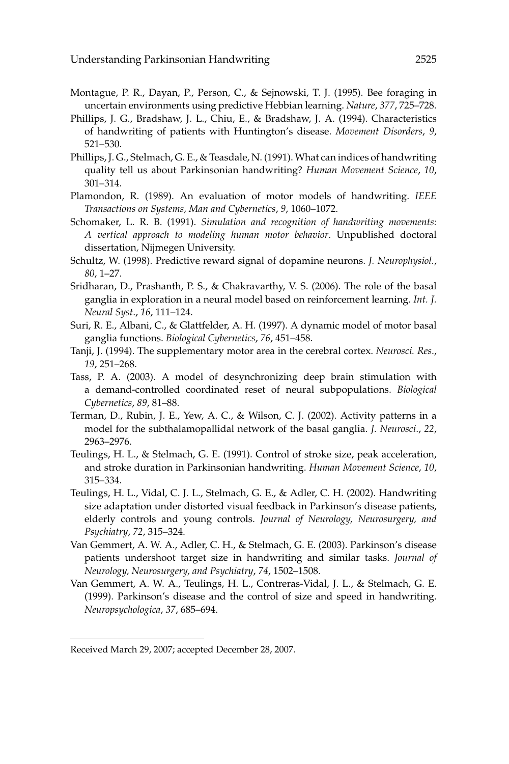Montague, P. R., Dayan, P., Person, C., & Sejnowski, T. J. (1995). Bee foraging in uncertain environments using predictive Hebbian learning. *Nature*, *377*, 725–728.

Phillips, J. G., Bradshaw, J. L., Chiu, E., & Bradshaw, J. A. (1994). Characteristics of handwriting of patients with Huntington's disease. *Movement Disorders*, *9*, 521–530.

Phillips, J. G., Stelmach, G. E., & Teasdale, N. (1991). What can indices of handwriting quality tell us about Parkinsonian handwriting? *Human Movement Science*, *10*, 301–314.

Plamondon, R. (1989). An evaluation of motor models of handwriting. *IEEE Transactions on Systems, Man and Cybernetics*, *9*, 1060–1072.

Schomaker, L. R. B. (1991). *Simulation and recognition of handwriting movements: A vertical approach to modeling human motor behavior*. Unpublished doctoral dissertation, Nijmegen University.

Schultz, W. (1998). Predictive reward signal of dopamine neurons. *J. Neurophysiol.*, *80*, 1–27.

Sridharan, D., Prashanth, P. S., & Chakravarthy, V. S. (2006). The role of the basal ganglia in exploration in a neural model based on reinforcement learning. *Int. J. Neural Syst.*, *16*, 111–124.

Suri, R. E., Albani, C., & Glattfelder, A. H. (1997). A dynamic model of motor basal ganglia functions. *Biological Cybernetics*, *76*, 451–458.

Tanji, J. (1994). The supplementary motor area in the cerebral cortex. *Neurosci. Res.*, *19*, 251–268.

Tass, P. A. (2003). A model of desynchronizing deep brain stimulation with a demand-controlled coordinated reset of neural subpopulations. *Biological Cybernetics*, *89*, 81–88.

Terman, D., Rubin, J. E., Yew, A. C., & Wilson, C. J. (2002). Activity patterns in a model for the subthalamopallidal network of the basal ganglia. *J. Neurosci.*, *22*, 2963–2976.

Teulings, H. L., & Stelmach, G. E. (1991). Control of stroke size, peak acceleration, and stroke duration in Parkinsonian handwriting. *Human Movement Science*, *10*, 315–334.

Teulings, H. L., Vidal, C. J. L., Stelmach, G. E., & Adler, C. H. (2002). Handwriting size adaptation under distorted visual feedback in Parkinson's disease patients, elderly controls and young controls. *Journal of Neurology, Neurosurgery, and Psychiatry*, *72*, 315–324.

Van Gemmert, A. W. A., Adler, C. H., & Stelmach, G. E. (2003). Parkinson's disease patients undershoot target size in handwriting and similar tasks. *Journal of Neurology, Neurosurgery, and Psychiatry*, *74*, 1502–1508.

Van Gemmert, A. W. A., Teulings, H. L., Contreras-Vidal, J. L., & Stelmach, G. E. (1999). Parkinson's disease and the control of size and speed in handwriting. *Neuropsychologica*, *37*, 685–694.

---

Received March 29, 2007; accepted December 28, 2007.